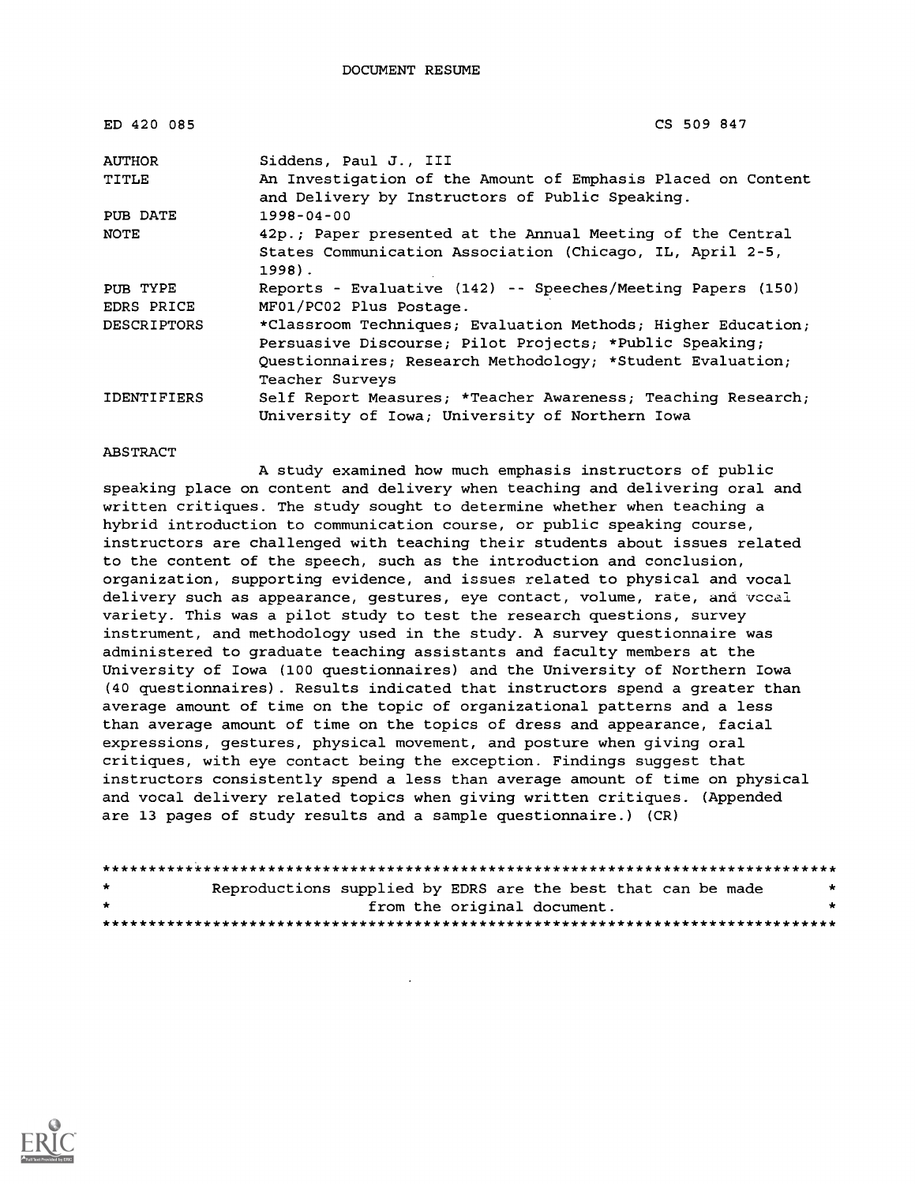DOCUMENT RESUME

| | |
|---|---|
| ED 420 085 | CS 509 847 |
| AUTHOR | Siddens, Paul J., III |
| TITLE | An Investigation of the Amount of Emphasis Placed on Content and Delivery by Instructors of Public Speaking. |
| PUB DATE | 1998-04-00 |
| NOTE | 42p.; Paper presented at the Annual Meeting of the Central States Communication Association (Chicago, IL, April 2-5, 1998). |
| PUB TYPE | Reports - Evaluative (142) -- Speeches/Meeting Papers (150) |
| EDRS PRICE | MF01/PC02 Plus Postage. |
| DESCRIPTORS | *Classroom Techniques; Evaluation Methods; Higher Education; Persuasive Discourse; Pilot Projects; *Public Speaking; Questionnaires; Research Methodology; *Student Evaluation; Teacher Surveys |
| IDENTIFIERS | Self Report Measures; *Teacher Awareness; Teaching Research; University of Iowa; University of Northern Iowa |

ABSTRACT

A study examined how much emphasis instructors of public speaking place on content and delivery when teaching and delivering oral and written critiques. The study sought to determine whether when teaching a hybrid introduction to communication course, or public speaking course, instructors are challenged with teaching their students about issues related to the content of the speech, such as the introduction and conclusion, organization, supporting evidence, and issues related to physical and vocal delivery such as appearance, gestures, eye contact, volume, rate, and vocal variety. This was a pilot study to test the research questions, survey instrument, and methodology used in the study. A survey questionnaire was administered to graduate teaching assistants and faculty members at the University of Iowa (100 questionnaires) and the University of Northern Iowa (40 questionnaires). Results indicated that instructors spend a greater than average amount of time on the topic of organizational patterns and a less than average amount of time on the topics of dress and appearance, facial expressions, gestures, physical movement, and posture when giving oral critiques, with eye contact being the exception. Findings suggest that instructors consistently spend a less than average amount of time on physical and vocal delivery related topics when giving written critiques. (Appended are 13 pages of study results and a sample questionnaire.) (CR)

********************************************************************************
* Reproductions supplied by EDRS are the best that can be made *
* from the original document. *
********************************************************************************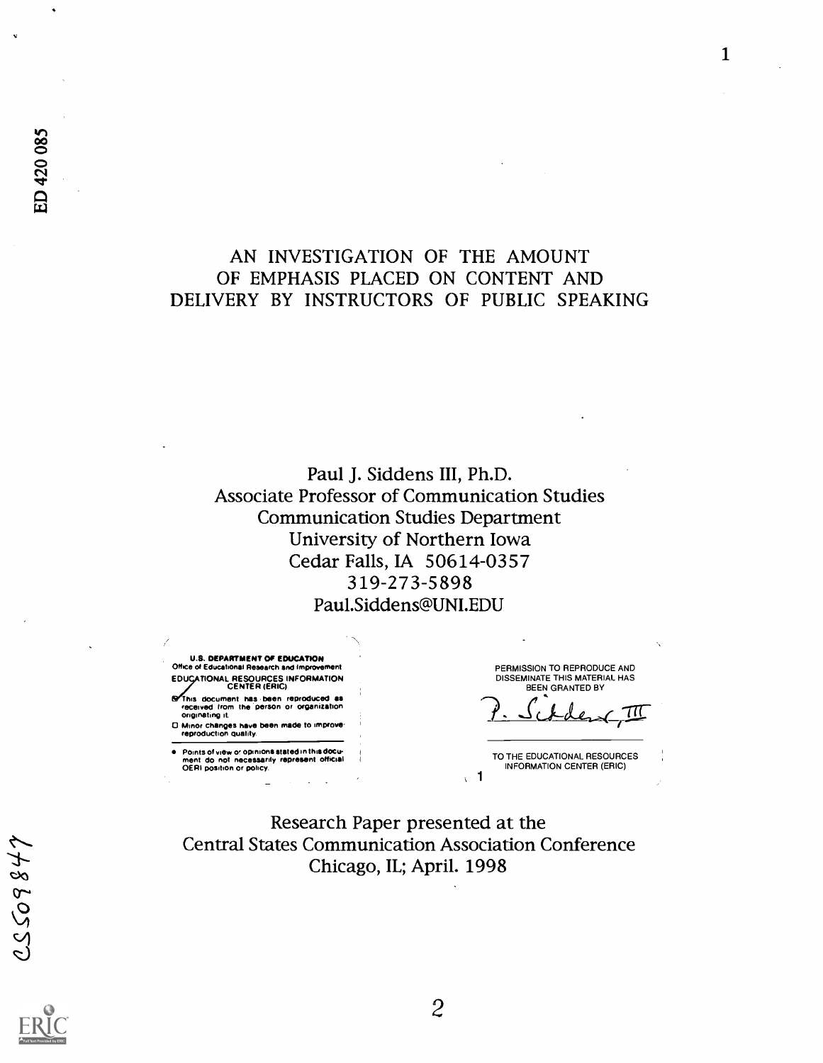ED 420 085

# AN INVESTIGATION OF THE AMOUNT OF EMPHASIS PLACED ON CONTENT AND DELIVERY BY INSTRUCTORS OF PUBLIC SPEAKING

Paul J. Siddens III, Ph.D.
Associate Professor of Communication Studies
Communication Studies Department
University of Northern Iowa
Cedar Falls, IA 50614-0357
319-273-5898
Paul.Siddens@UNI.EDU

U.S. DEPARTMENT OF EDUCATION
Office of Educational Research and Improvement
EDUCATIONAL RESOURCES INFORMATION CENTER (ERIC)

- This document has been reproduced as received from the person or organization originating it.
- Minor changes have been made to improve reproduction quality.
- Points of view or opinions stated in this document do not necessarily represent official OERI position or policy.

PERMISSION TO REPRODUCE AND DISSEMINATE THIS MATERIAL HAS BEEN GRANTED BY

P. Siddens, III

TO THE EDUCATIONAL RESOURCES INFORMATION CENTER (ERIC)

Research Paper presented at the
Central States Communication Association Conference
Chicago, IL; April. 1998

CS509847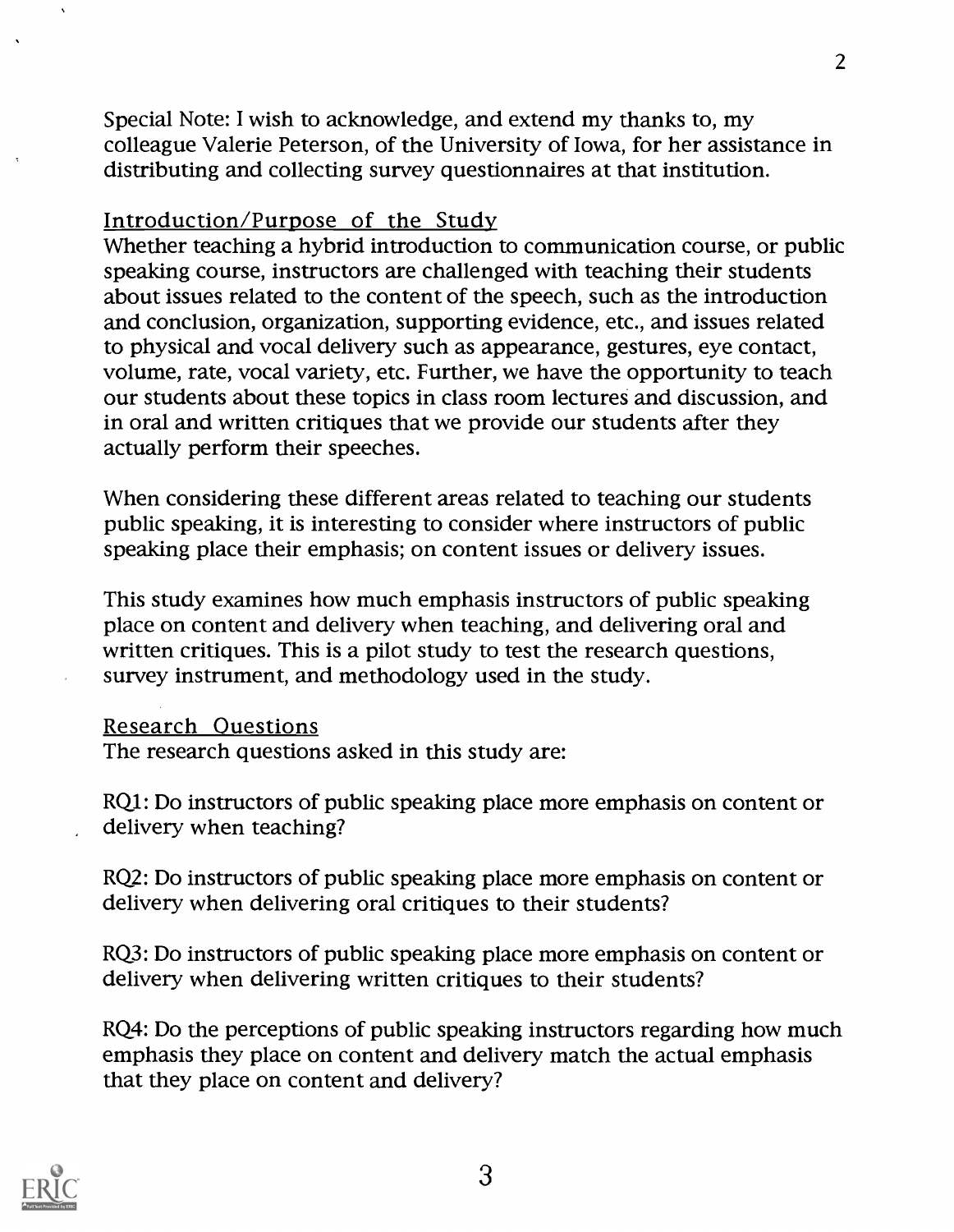Special Note: I wish to acknowledge, and extend my thanks to, my colleague Valerie Peterson, of the University of Iowa, for her assistance in distributing and collecting survey questionnaires at that institution.

## Introduction/Purpose of the Study

Whether teaching a hybrid introduction to communication course, or public speaking course, instructors are challenged with teaching their students about issues related to the content of the speech, such as the introduction and conclusion, organization, supporting evidence, etc., and issues related to physical and vocal delivery such as appearance, gestures, eye contact, volume, rate, vocal variety, etc. Further, we have the opportunity to teach our students about these topics in class room lectures and discussion, and in oral and written critiques that we provide our students after they actually perform their speeches.

When considering these different areas related to teaching our students public speaking, it is interesting to consider where instructors of public speaking place their emphasis; on content issues or delivery issues.

This study examines how much emphasis instructors of public speaking place on content and delivery when teaching, and delivering oral and written critiques. This is a pilot study to test the research questions, survey instrument, and methodology used in the study.

## Research Questions

The research questions asked in this study are:

RQ1: Do instructors of public speaking place more emphasis on content or delivery when teaching?

RQ2: Do instructors of public speaking place more emphasis on content or delivery when delivering oral critiques to their students?

RQ3: Do instructors of public speaking place more emphasis on content or delivery when delivering written critiques to their students?

RQ4: Do the perceptions of public speaking instructors regarding how much emphasis they place on content and delivery match the actual emphasis that they place on content and delivery?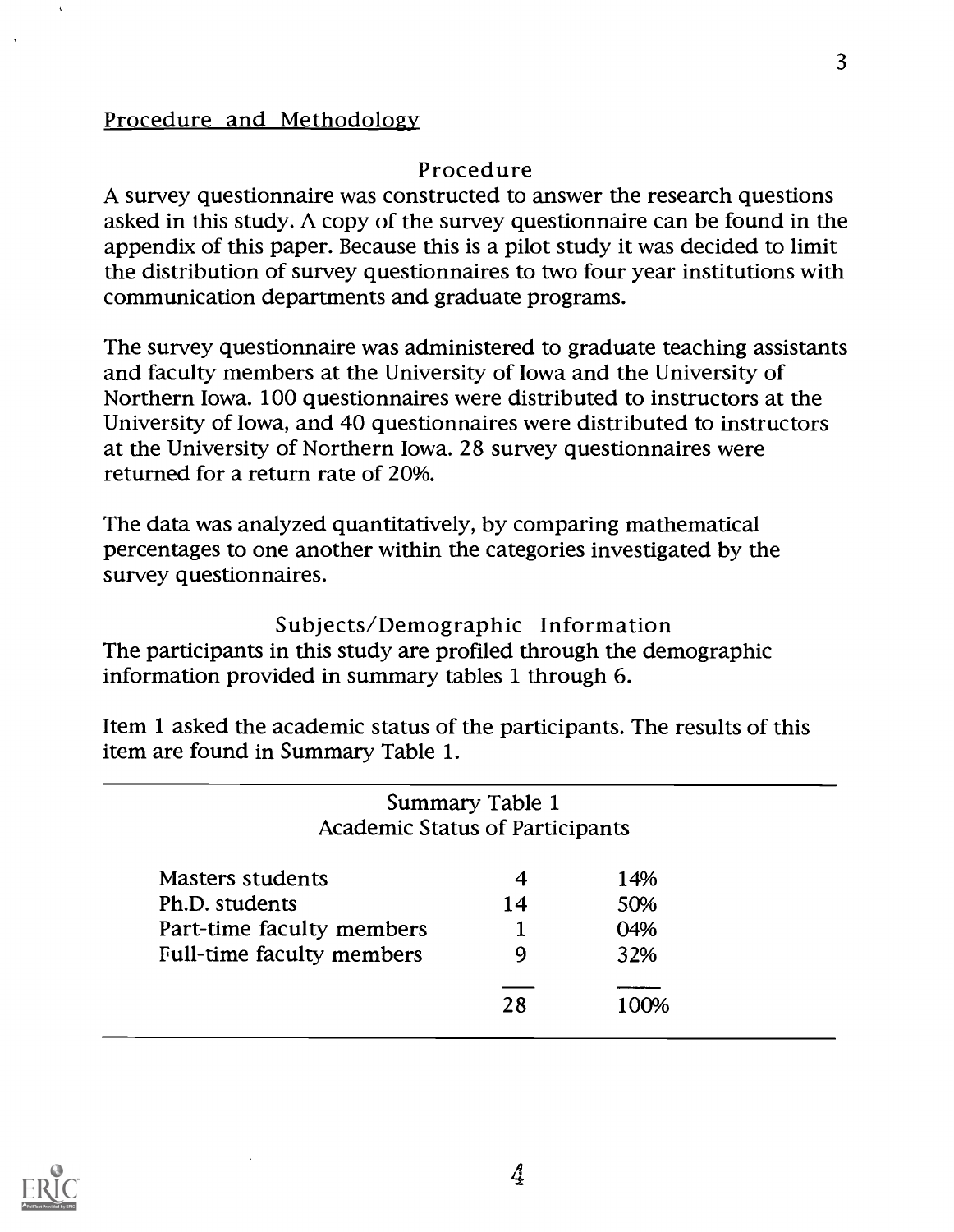## Procedure and Methodology

### Procedure

A survey questionnaire was constructed to answer the research questions asked in this study. A copy of the survey questionnaire can be found in the appendix of this paper. Because this is a pilot study it was decided to limit the distribution of survey questionnaires to two four year institutions with communication departments and graduate programs.

The survey questionnaire was administered to graduate teaching assistants and faculty members at the University of Iowa and the University of Northern Iowa. 100 questionnaires were distributed to instructors at the University of Iowa, and 40 questionnaires were distributed to instructors at the University of Northern Iowa. 28 survey questionnaires were returned for a return rate of 20%.

The data was analyzed quantitatively, by comparing mathematical percentages to one another within the categories investigated by the survey questionnaires.

### Subjects/Demographic Information

The participants in this study are profiled through the demographic information provided in summary tables 1 through 6.

Item 1 asked the academic status of the participants. The results of this item are found in Summary Table 1.

Summary Table 1
Academic Status of Participants

| | | |
|---|---|---|
| Masters students | 4 | 14% |
| Ph.D. students | 14 | 50% |
| Part-time faculty members | 1 | 04% |
| Full-time faculty members | 9 | 32% |
| | 28 | 100% |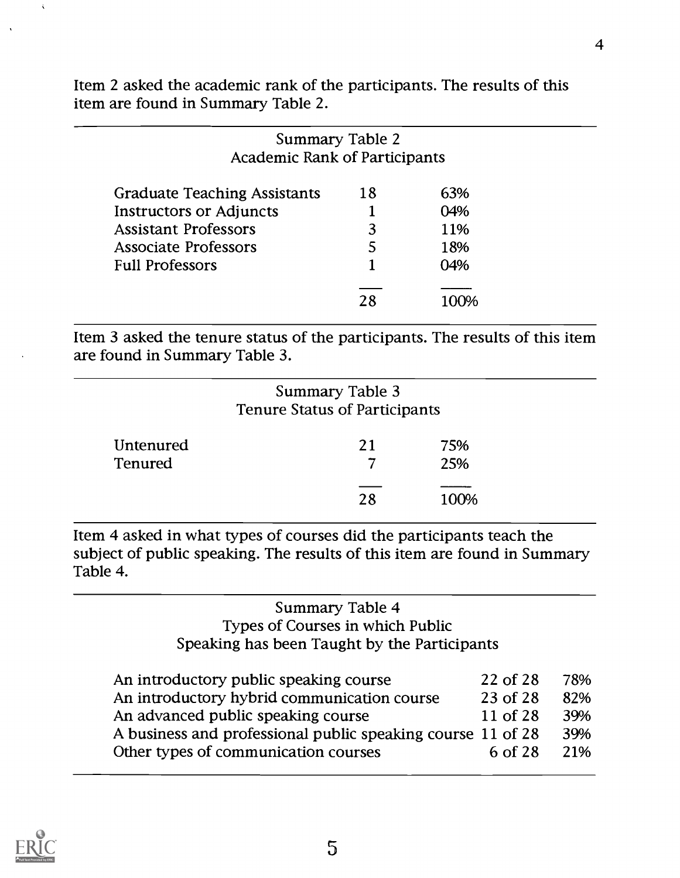Item 2 asked the academic rank of the participants. The results of this item are found in Summary Table 2.

Summary Table 2
Academic Rank of Participants

| | | |
|---|---|---|
| Graduate Teaching Assistants | 18 | 63% |
| Instructors or Adjuncts | 1 | 04% |
| Assistant Professors | 3 | 11% |
| Associate Professors | 5 | 18% |
| Full Professors | 1 | 04% |
| | 28 | 100% |

Item 3 asked the tenure status of the participants. The results of this item are found in Summary Table 3.

Summary Table 3
Tenure Status of Participants

| | | |
|---|---|---|
| Untenured | 21 | 75% |
| Tenured | 7 | 25% |
| | 28 | 100% |

Item 4 asked in what types of courses did the participants teach the subject of public speaking. The results of this item are found in Summary Table 4.

Summary Table 4
Types of Courses in which Public Speaking has been Taught by the Participants

| | | |
|---|---|---|
| An introductory public speaking course | 22 of 28 | 78% |
| An introductory hybrid communication course | 23 of 28 | 82% |
| An advanced public speaking course | 11 of 28 | 39% |
| A business and professional public speaking course | 11 of 28 | 39% |
| Other types of communication courses | 6 of 28 | 21% |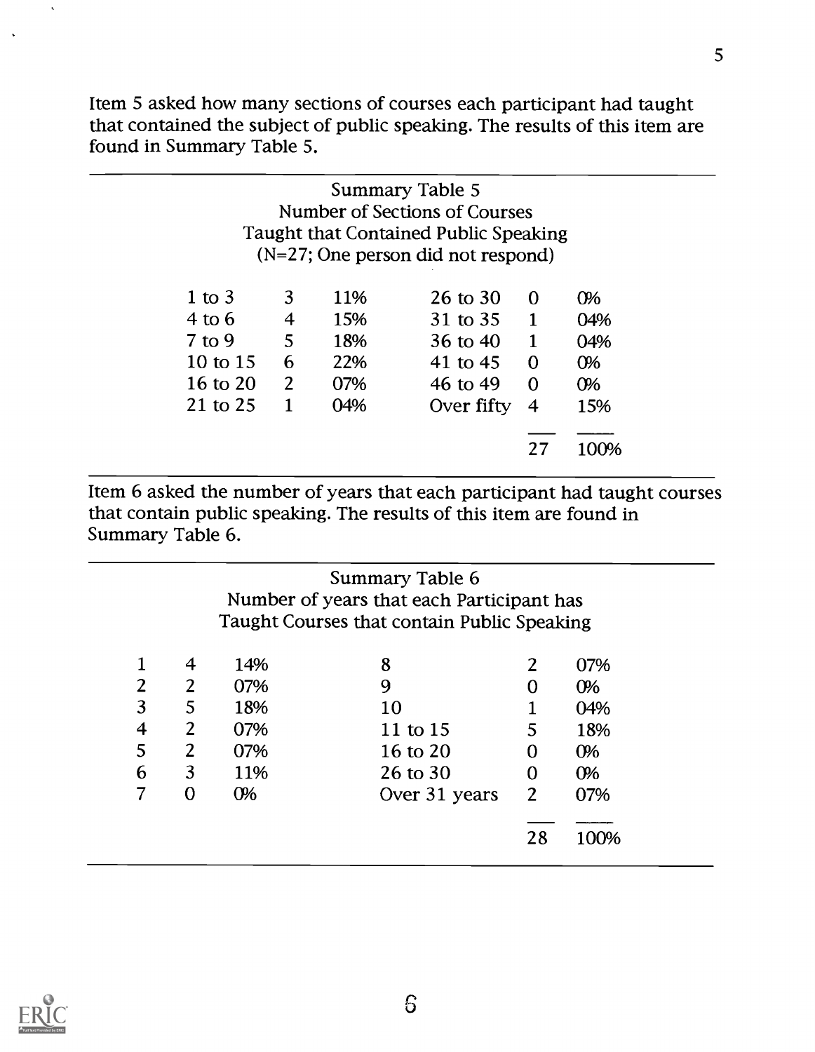Item 5 asked how many sections of courses each participant had taught that contained the subject of public speaking. The results of this item are found in Summary Table 5.

Summary Table 5
Number of Sections of Courses
Taught that Contained Public Speaking
(N=27; One person did not respond)

| | | | | | |
|---|---|---|---|---|---|
| 1 to 3 | 3 | 11% | 26 to 30 | 0 | 0% |
| 4 to 6 | 4 | 15% | 31 to 35 | 1 | 04% |
| 7 to 9 | 5 | 18% | 36 to 40 | 1 | 04% |
| 10 to 15 | 6 | 22% | 41 to 45 | 0 | 0% |
| 16 to 20 | 2 | 07% | 46 to 49 | 0 | 0% |
| 21 to 25 | 1 | 04% | Over fifty | 4 | 15% |
| | | | | 27 | 100% |

Item 6 asked the number of years that each participant had taught courses that contain public speaking. The results of this item are found in Summary Table 6.

Summary Table 6
Number of years that each Participant has
Taught Courses that contain Public Speaking

| | | | | | |
|---|---|---|---|---|---|
| 1 | 4 | 14% | 8 | 2 | 07% |
| 2 | 2 | 07% | 9 | 0 | 0% |
| 3 | 5 | 18% | 10 | 1 | 04% |
| 4 | 2 | 07% | 11 to 15 | 5 | 18% |
| 5 | 2 | 07% | 16 to 20 | 0 | 0% |
| 6 | 3 | 11% | 26 to 30 | 0 | 0% |
| 7 | 0 | 0% | Over 31 years | 2 | 07% |
| | | | | 28 | 100% |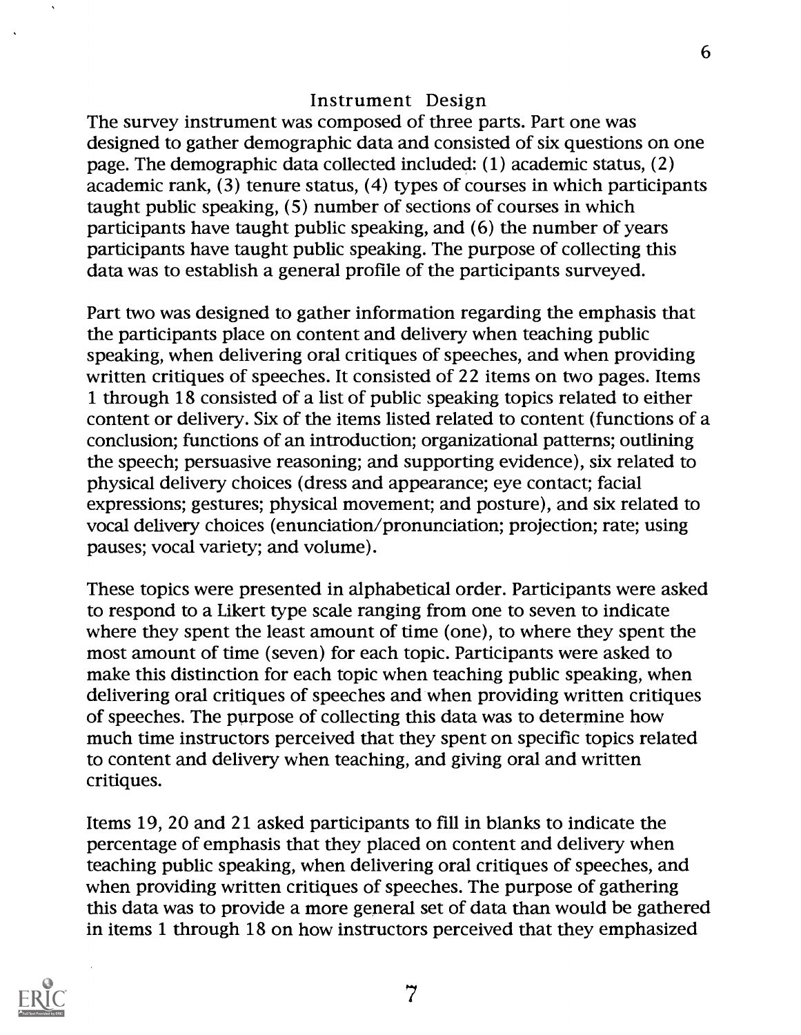## Instrument Design

The survey instrument was composed of three parts. Part one was designed to gather demographic data and consisted of six questions on one page. The demographic data collected included: (1) academic status, (2) academic rank, (3) tenure status, (4) types of courses in which participants taught public speaking, (5) number of sections of courses in which participants have taught public speaking, and (6) the number of years participants have taught public speaking. The purpose of collecting this data was to establish a general profile of the participants surveyed.

Part two was designed to gather information regarding the emphasis that the participants place on content and delivery when teaching public speaking, when delivering oral critiques of speeches, and when providing written critiques of speeches. It consisted of 22 items on two pages. Items 1 through 18 consisted of a list of public speaking topics related to either content or delivery. Six of the items listed related to content (functions of a conclusion; functions of an introduction; organizational patterns; outlining the speech; persuasive reasoning; and supporting evidence), six related to physical delivery choices (dress and appearance; eye contact; facial expressions; gestures; physical movement; and posture), and six related to vocal delivery choices (enunciation/pronunciation; projection; rate; using pauses; vocal variety; and volume).

These topics were presented in alphabetical order. Participants were asked to respond to a Likert type scale ranging from one to seven to indicate where they spent the least amount of time (one), to where they spent the most amount of time (seven) for each topic. Participants were asked to make this distinction for each topic when teaching public speaking, when delivering oral critiques of speeches and when providing written critiques of speeches. The purpose of collecting this data was to determine how much time instructors perceived that they spent on specific topics related to content and delivery when teaching, and giving oral and written critiques.

Items 19, 20 and 21 asked participants to fill in blanks to indicate the percentage of emphasis that they placed on content and delivery when teaching public speaking, when delivering oral critiques of speeches, and when providing written critiques of speeches. The purpose of gathering this data was to provide a more general set of data than would be gathered in items 1 through 18 on how instructors perceived that they emphasized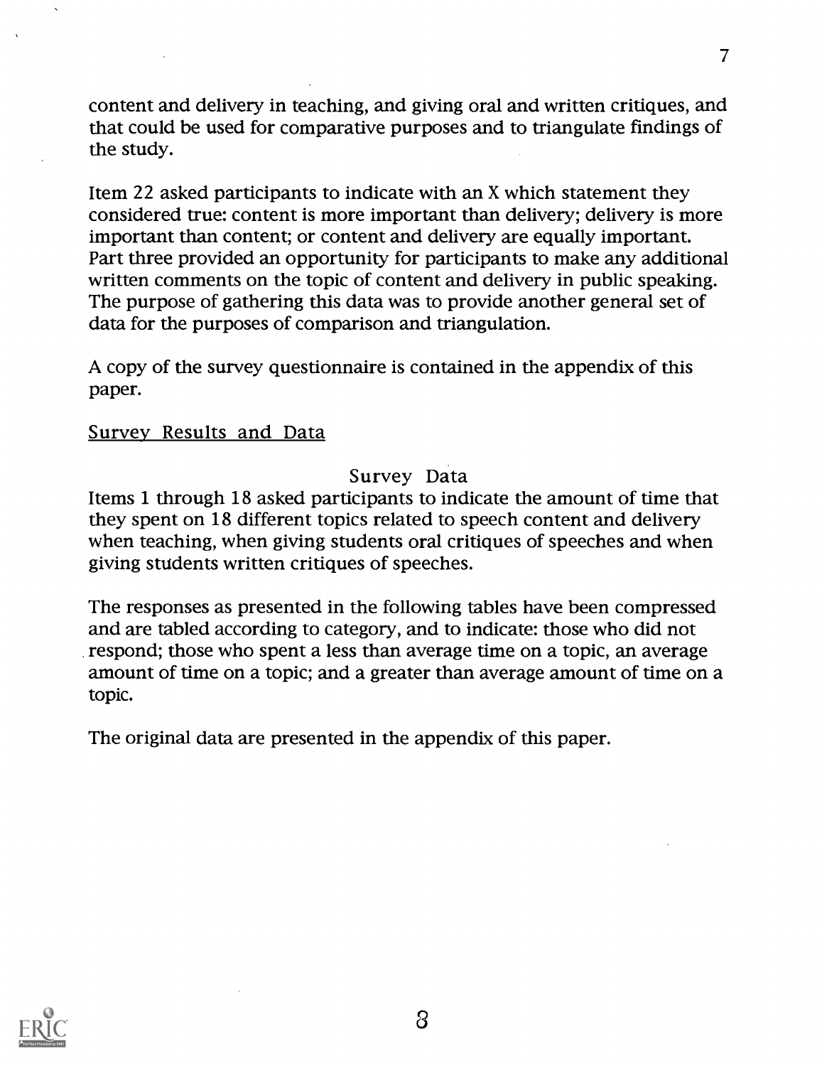content and delivery in teaching, and giving oral and written critiques, and that could be used for comparative purposes and to triangulate findings of the study.

Item 22 asked participants to indicate with an X which statement they considered true: content is more important than delivery; delivery is more important than content; or content and delivery are equally important. Part three provided an opportunity for participants to make any additional written comments on the topic of content and delivery in public speaking. The purpose of gathering this data was to provide another general set of data for the purposes of comparison and triangulation.

A copy of the survey questionnaire is contained in the appendix of this paper.

## Survey Results and Data

### Survey Data

Items 1 through 18 asked participants to indicate the amount of time that they spent on 18 different topics related to speech content and delivery when teaching, when giving students oral critiques of speeches and when giving students written critiques of speeches.

The responses as presented in the following tables have been compressed and are tabled according to category, and to indicate: those who did not respond; those who spent a less than average time on a topic, an average amount of time on a topic; and a greater than average amount of time on a topic.

The original data are presented in the appendix of this paper.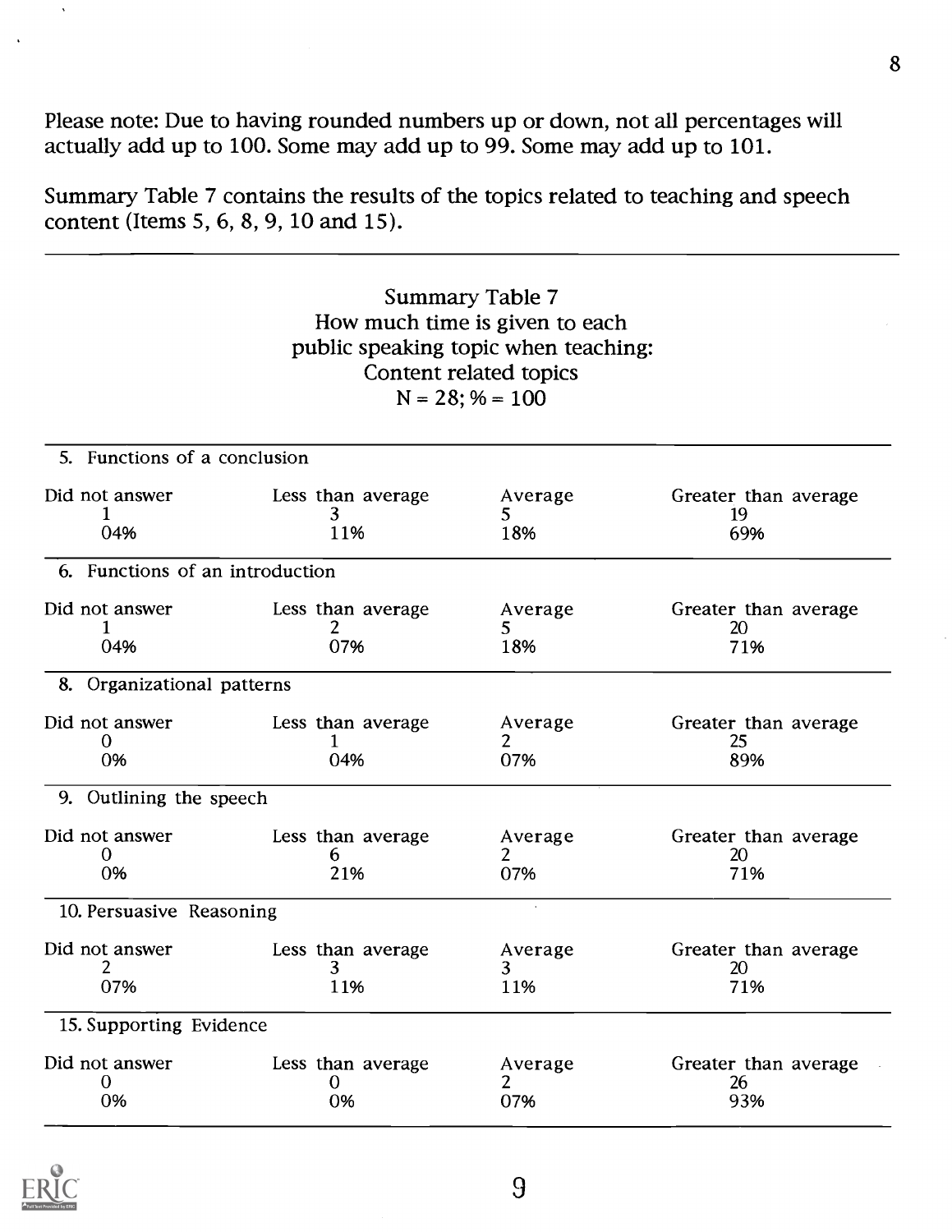Please note: Due to having rounded numbers up or down, not all percentages will actually add up to 100. Some may add up to 99. Some may add up to 101.

Summary Table 7 contains the results of the topics related to teaching and speech content (Items 5, 6, 8, 9, 10 and 15).

Summary Table 7
How much time is given to each
public speaking topic when teaching:
Content related topics
N = 28; % = 100

| Item | Did not answer | Less than average | Average | Greater than average |
|---|---|---|---|---|
| 5. Functions of a conclusion | 1<br>04% | 3<br>11% | 5<br>18% | 19<br>69% |
| 6. Functions of an introduction | 1<br>04% | 2<br>07% | 5<br>18% | 20<br>71% |
| 8. Organizational patterns | 0<br>0% | 1<br>04% | 2<br>07% | 25<br>89% |
| 9. Outlining the speech | 0<br>0% | 6<br>21% | 2<br>07% | 20<br>71% |
| 10. Persuasive Reasoning | 2<br>07% | 3<br>11% | 3<br>11% | 20<br>71% |
| 15. Supporting Evidence | 0<br>0% | 0<br>0% | 2<br>07% | 26<br>93% |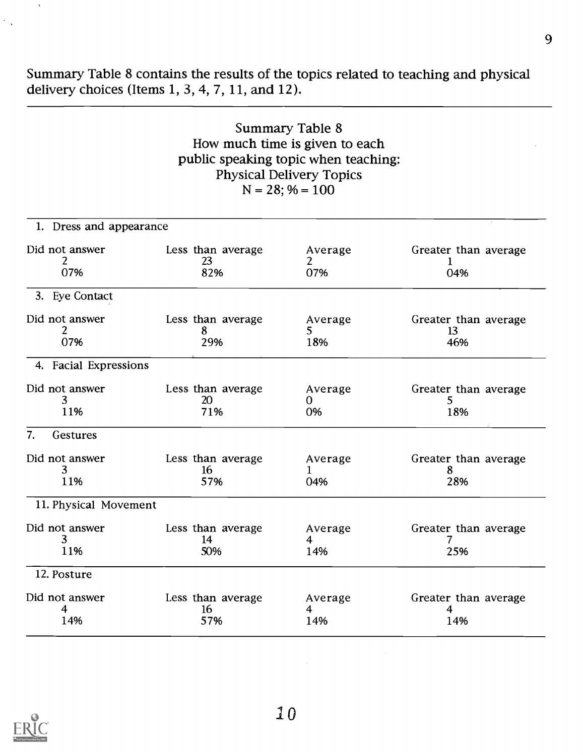Summary Table 8 contains the results of the topics related to teaching and physical delivery choices (Items 1, 3, 4, 7, 11, and 12).

Summary Table 8
How much time is given to each
public speaking topic when teaching:
Physical Delivery Topics
N = 28; % = 100

| | Did not answer | Less than average | Average | Greater than average |
|---|---|---|---|---|
| **1. Dress and appearance** | | | | |
| | 2 | 23 | 2 | 1 |
| | 07% | 82% | 07% | 04% |
| **3. Eye Contact** | | | | |
| | 2 | 8 | 5 | 13 |
| | 07% | 29% | 18% | 46% |
| **4. Facial Expressions** | | | | |
| | 3 | 20 | 0 | 5 |
| | 11% | 71% | 0% | 18% |
| **7. Gestures** | | | | |
| | 3 | 16 | 1 | 8 |
| | 11% | 57% | 04% | 28% |
| **11. Physical Movement** | | | | |
| | 3 | 14 | 4 | 7 |
| | 11% | 50% | 14% | 25% |
| **12. Posture** | | | | |
| | 4 | 16 | 4 | 4 |
| | 14% | 57% | 14% | 14% |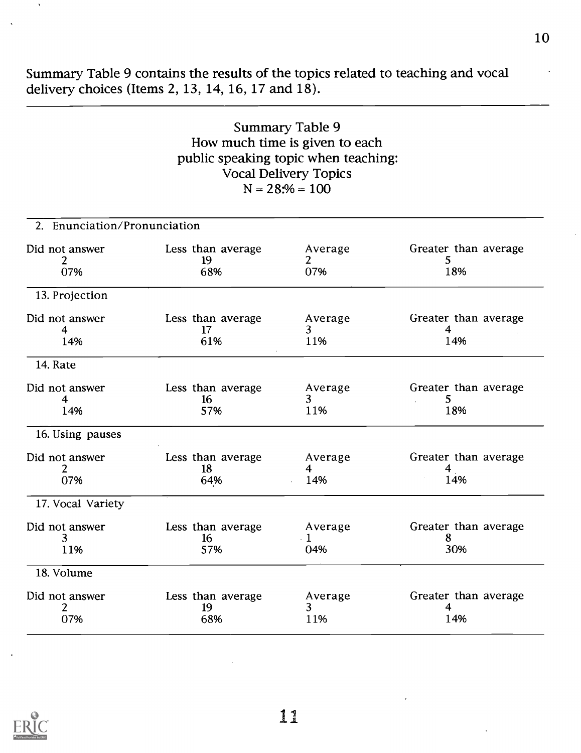Summary Table 9 contains the results of the topics related to teaching and vocal delivery choices (Items 2, 13, 14, 16, 17 and 18).

Summary Table 9
How much time is given to each
public speaking topic when teaching:
Vocal Delivery Topics
N = 28:% = 100

| | Did not answer | Less than average | Average | Greater than average |
|---|---|---|---|---|
| **2. Enunciation/Pronunciation** | | | | |
| | 2 | 19 | 2 | 5 |
| | 07% | 68% | 07% | 18% |
| **13. Projection** | | | | |
| | 4 | 17 | 3 | 4 |
| | 14% | 61% | 11% | 14% |
| **14. Rate** | | | | |
| | 4 | 16 | 3 | 5 |
| | 14% | 57% | 11% | 18% |
| **16. Using pauses** | | | | |
| | 2 | 18 | 4 | 4 |
| | 07% | 64% | 14% | 14% |
| **17. Vocal Variety** | | | | |
| | 3 | 16 | 1 | 8 |
| | 11% | 57% | 04% | 30% |
| **18. Volume** | | | | |
| | 2 | 19 | 3 | 4 |
| | 07% | 68% | 11% | 14% |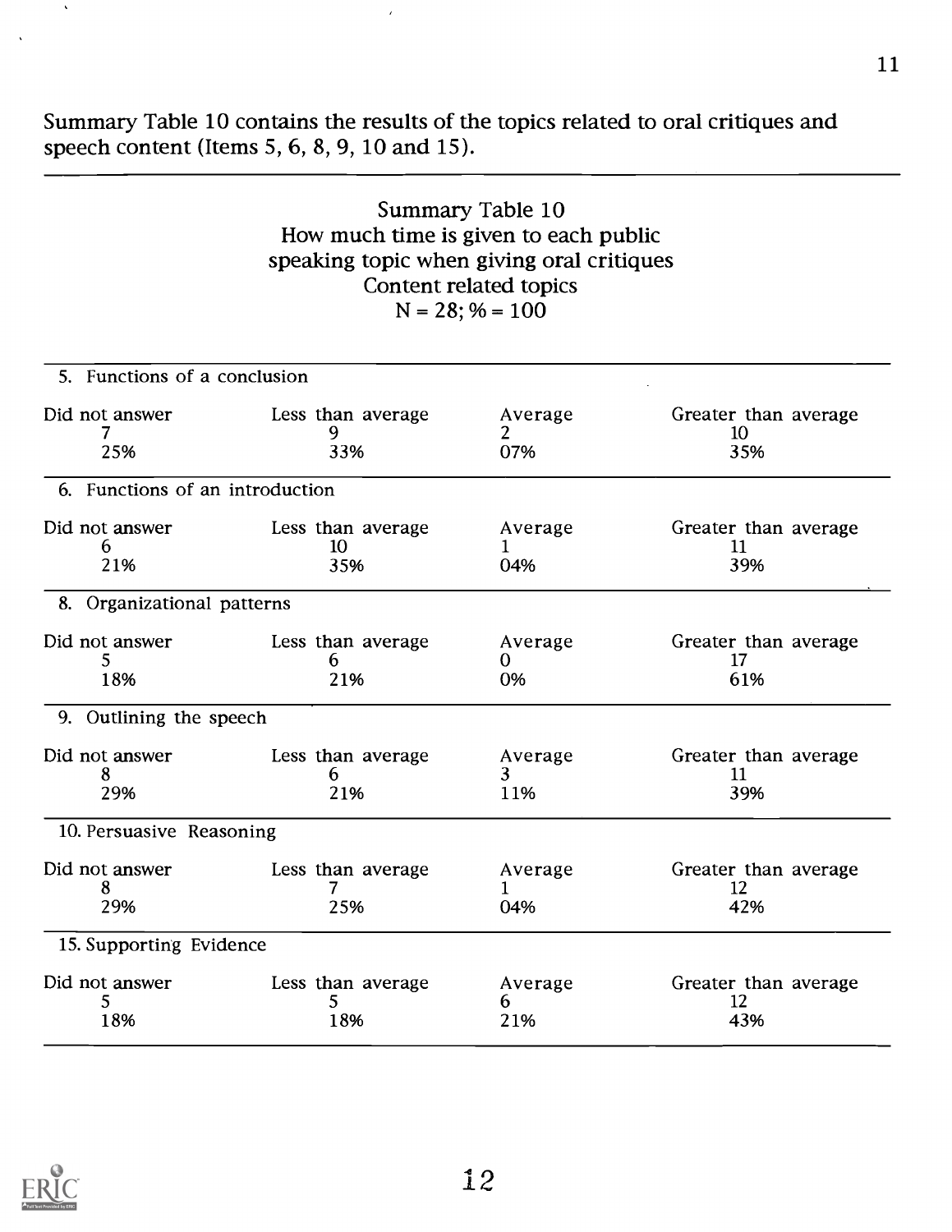Summary Table 10 contains the results of the topics related to oral critiques and speech content (Items 5, 6, 8, 9, 10 and 15).

Summary Table 10
How much time is given to each public speaking topic when giving oral critiques
Content related topics
N = 28; % = 100

| | Did not answer | Less than average | Average | Greater than average |
|---|---|---|---|---|
| **5. Functions of a conclusion** | | | | |
| | 7 | 9 | 2 | 10 |
| | 25% | 33% | 07% | 35% |
| **6. Functions of an introduction** | | | | |
| | 6 | 10 | 1 | 11 |
| | 21% | 35% | 04% | 39% |
| **8. Organizational patterns** | | | | |
| | 5 | 6 | 0 | 17 |
| | 18% | 21% | 0% | 61% |
| **9. Outlining the speech** | | | | |
| | 8 | 6 | 3 | 11 |
| | 29% | 21% | 11% | 39% |
| **10. Persuasive Reasoning** | | | | |
| | 8 | 7 | 1 | 12 |
| | 29% | 25% | 04% | 42% |
| **15. Supporting Evidence** | | | | |
| | 5 | 5 | 6 | 12 |
| | 18% | 18% | 21% | 43% |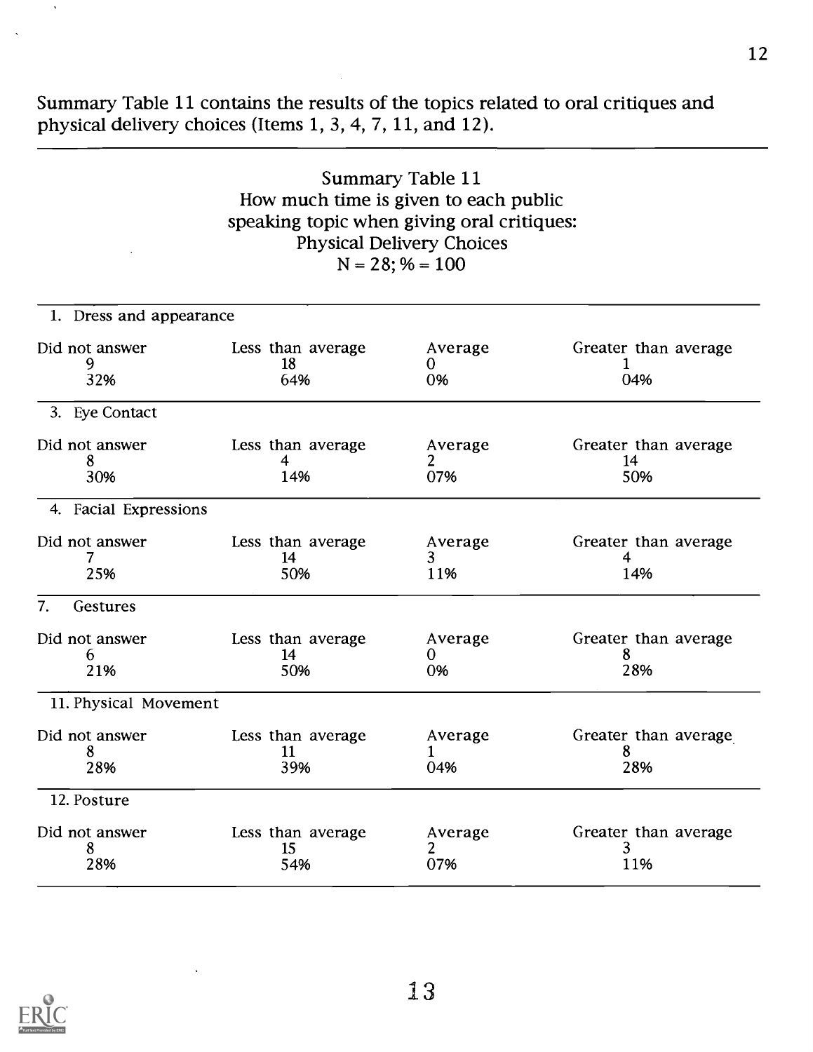Summary Table 11 contains the results of the topics related to oral critiques and physical delivery choices (Items 1, 3, 4, 7, 11, and 12).

Summary Table 11
How much time is given to each public speaking topic when giving oral critiques:
Physical Delivery Choices
N = 28; % = 100

| Item | Did not answer | Less than average | Average | Greater than average |
|---|---|---|---|---|
| 1. Dress and appearance | 9<br>32% | 18<br>64% | 0<br>0% | 1<br>04% |
| 3. Eye Contact | 8<br>30% | 4<br>14% | 2<br>07% | 14<br>50% |
| 4. Facial Expressions | 7<br>25% | 14<br>50% | 3<br>11% | 4<br>14% |
| 7. Gestures | 6<br>21% | 14<br>50% | 0<br>0% | 8<br>28% |
| 11. Physical Movement | 8<br>28% | 11<br>39% | 1<br>04% | 8<br>28% |
| 12. Posture | 8<br>28% | 15<br>54% | 2<br>07% | 3<br>11% |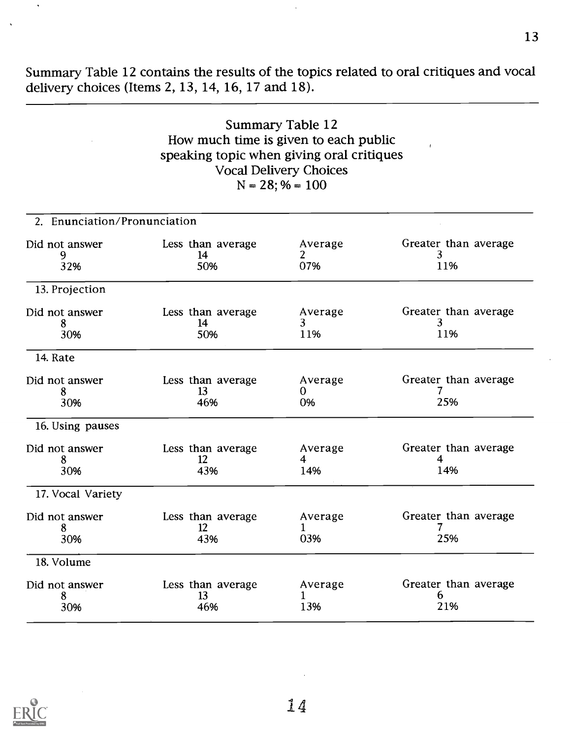Summary Table 12 contains the results of the topics related to oral critiques and vocal delivery choices (Items 2, 13, 14, 16, 17 and 18).

Summary Table 12
How much time is given to each public speaking topic when giving oral critiques
Vocal Delivery Choices
N = 28; % = 100

| Item | Did not answer | Less than average | Average | Greater than average |
|---|---|---|---|---|
| 2. Enunciation/Pronunciation | 9<br>32% | 14<br>50% | 2<br>07% | 3<br>11% |
| 13. Projection | 8<br>30% | 14<br>50% | 3<br>11% | 3<br>11% |
| 14. Rate | 8<br>30% | 13<br>46% | 0<br>0% | 7<br>25% |
| 16. Using pauses | 8<br>30% | 12<br>43% | 4<br>14% | 4<br>14% |
| 17. Vocal Variety | 8<br>30% | 12<br>43% | 1<br>03% | 7<br>25% |
| 18. Volume | 8<br>30% | 13<br>46% | 1<br>13% | 6<br>21% |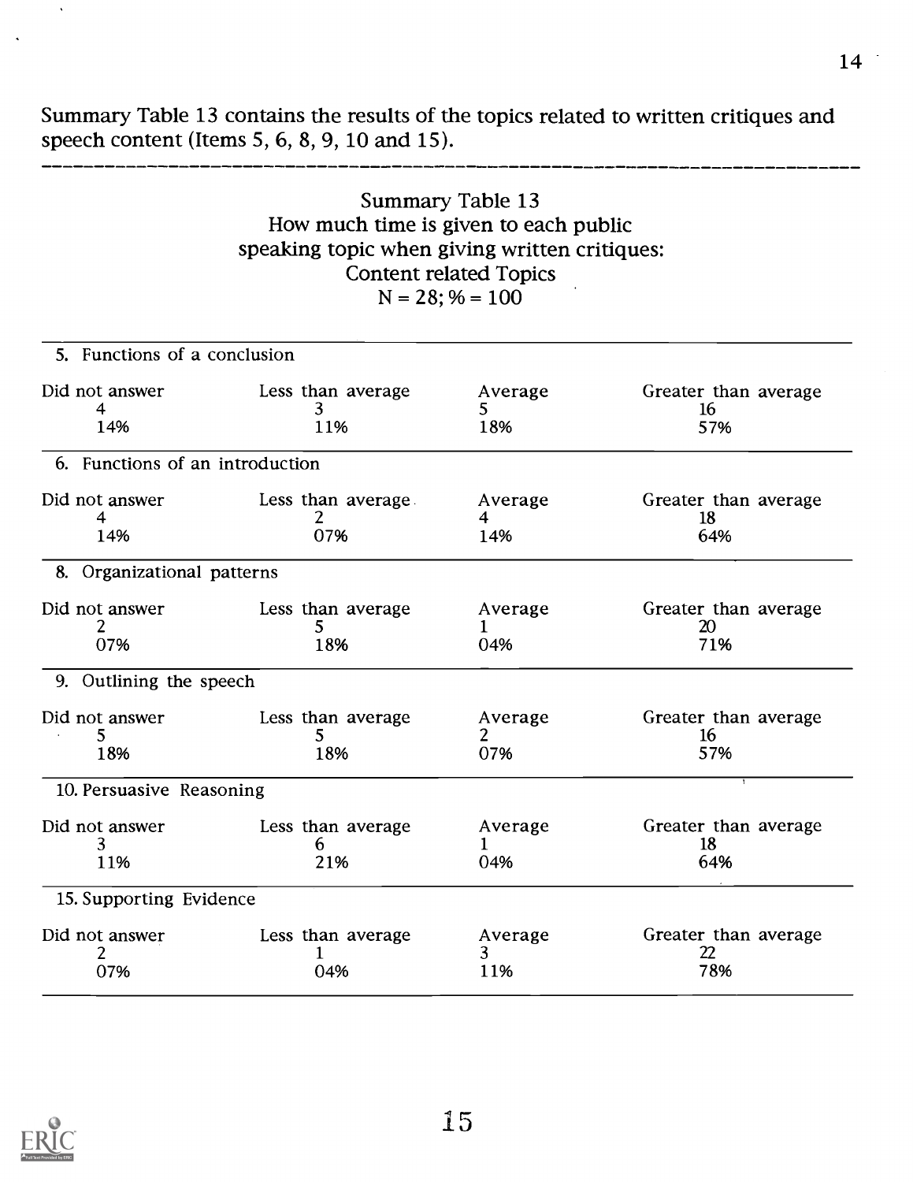Summary Table 13 contains the results of the topics related to written critiques and speech content (Items 5, 6, 8, 9, 10 and 15).

Summary Table 13
How much time is given to each public speaking topic when giving written critiques:
Content related Topics
N = 28; % = 100

| | Did not answer | Less than average | Average | Greater than average |
|---|---|---|---|---|
| 5. Functions of a conclusion | 4 | 3 | 5 | 16 |
| | 14% | 11% | 18% | 57% |
| 6. Functions of an introduction | 4 | 2 | 4 | 18 |
| | 14% | 07% | 14% | 64% |
| 8. Organizational patterns | 2 | 5 | 1 | 20 |
| | 07% | 18% | 04% | 71% |
| 9. Outlining the speech | 5 | 5 | 2 | 16 |
| | 18% | 18% | 07% | 57% |
| 10. Persuasive Reasoning | 3 | 6 | 1 | 18 |
| | 11% | 21% | 04% | 64% |
| 15. Supporting Evidence | 2 | 1 | 3 | 22 |
| | 07% | 04% | 11% | 78% |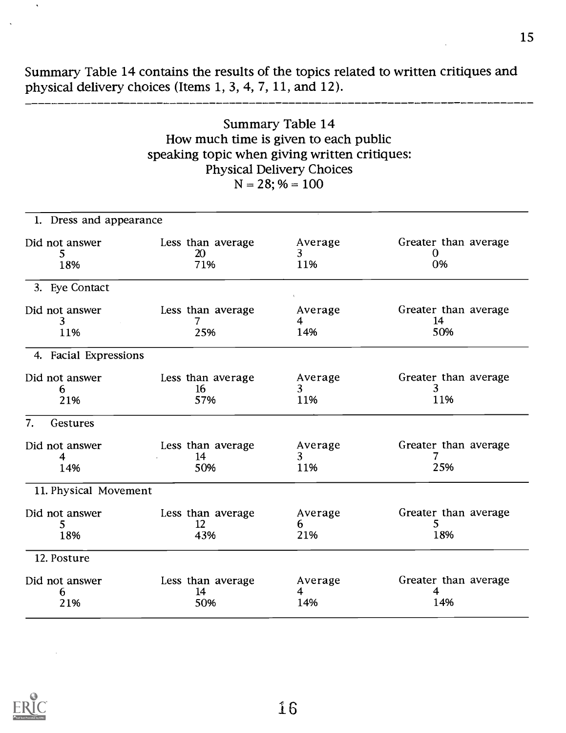Summary Table 14 contains the results of the topics related to written critiques and physical delivery choices (Items 1, 3, 4, 7, 11, and 12).

Summary Table 14
How much time is given to each public speaking topic when giving written critiques:
Physical Delivery Choices
N = 28; % = 100

| Item | Did not answer | Less than average | Average | Greater than average |
|---|---|---|---|---|
| 1. Dress and appearance | 5<br>18% | 20<br>71% | 3<br>11% | 0<br>0% |
| 3. Eye Contact | 3<br>11% | 7<br>25% | 4<br>14% | 14<br>50% |
| 4. Facial Expressions | 6<br>21% | 16<br>57% | 3<br>11% | 3<br>11% |
| 7. Gestures | 4<br>14% | 14<br>50% | 3<br>11% | 7<br>25% |
| 11. Physical Movement | 5<br>18% | 12<br>43% | 6<br>21% | 5<br>18% |
| 12. Posture | 6<br>21% | 14<br>50% | 4<br>14% | 4<br>14% |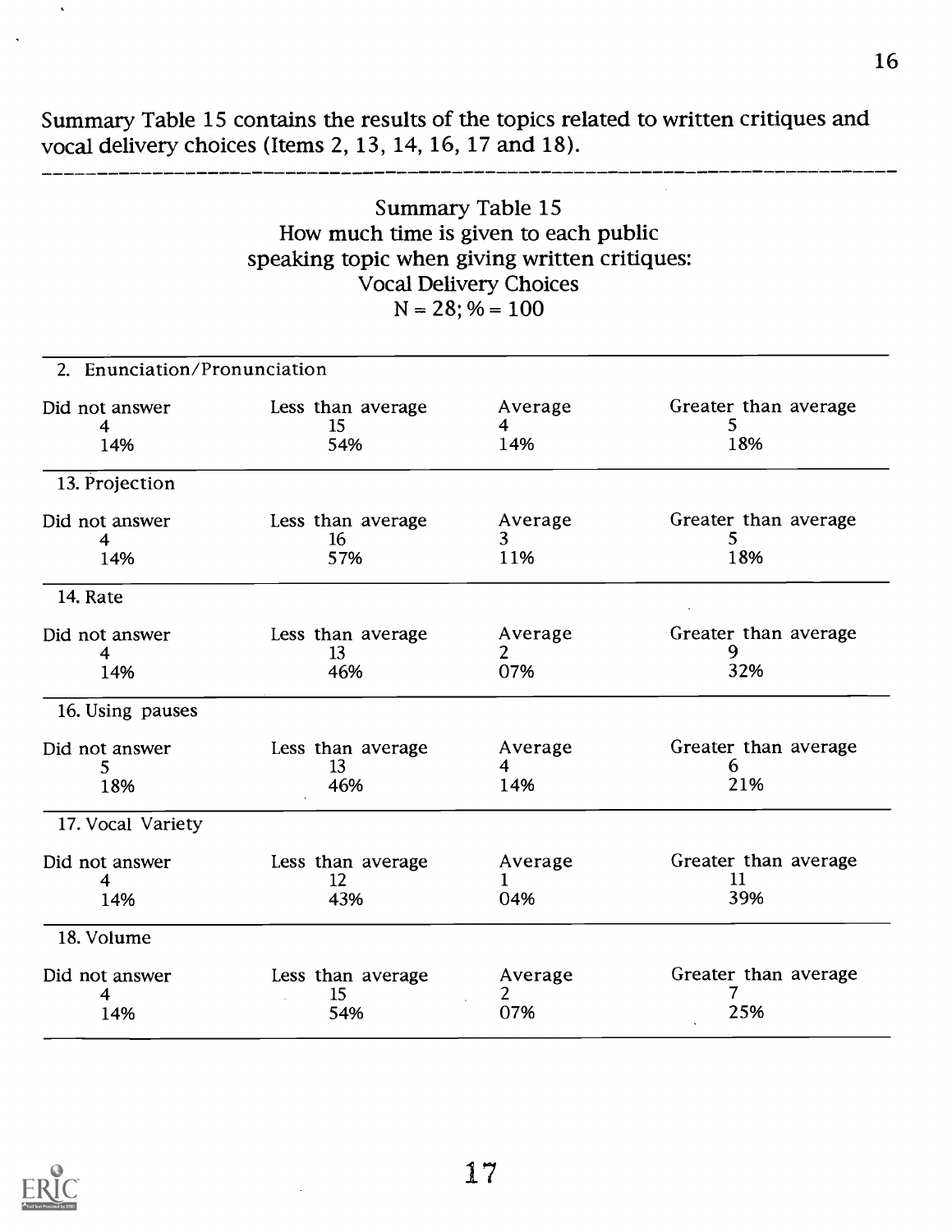Summary Table 15 contains the results of the topics related to written critiques and vocal delivery choices (Items 2, 13, 14, 16, 17 and 18).

Summary Table 15
How much time is given to each public speaking topic when giving written critiques:
Vocal Delivery Choices
N = 28; % = 100

| Item | Did not answer | Less than average | Average | Greater than average |
|---|---|---|---|---|
| **2. Enunciation/Pronunciation** | | | | |
| | 4 | 15 | 4 | 5 |
| | 14% | 54% | 14% | 18% |
| **13. Projection** | | | | |
| | 4 | 16 | 3 | 5 |
| | 14% | 57% | 11% | 18% |
| **14. Rate** | | | | |
| | 4 | 13 | 2 | 9 |
| | 14% | 46% | 07% | 32% |
| **16. Using pauses** | | | | |
| | 5 | 13 | 4 | 6 |
| | 18% | 46% | 14% | 21% |
| **17. Vocal Variety** | | | | |
| | 4 | 12 | 1 | 11 |
| | 14% | 43% | 04% | 39% |
| **18. Volume** | | | | |
| | 4 | 15 | 2 | 7 |
| | 14% | 54% | 07% | 25% |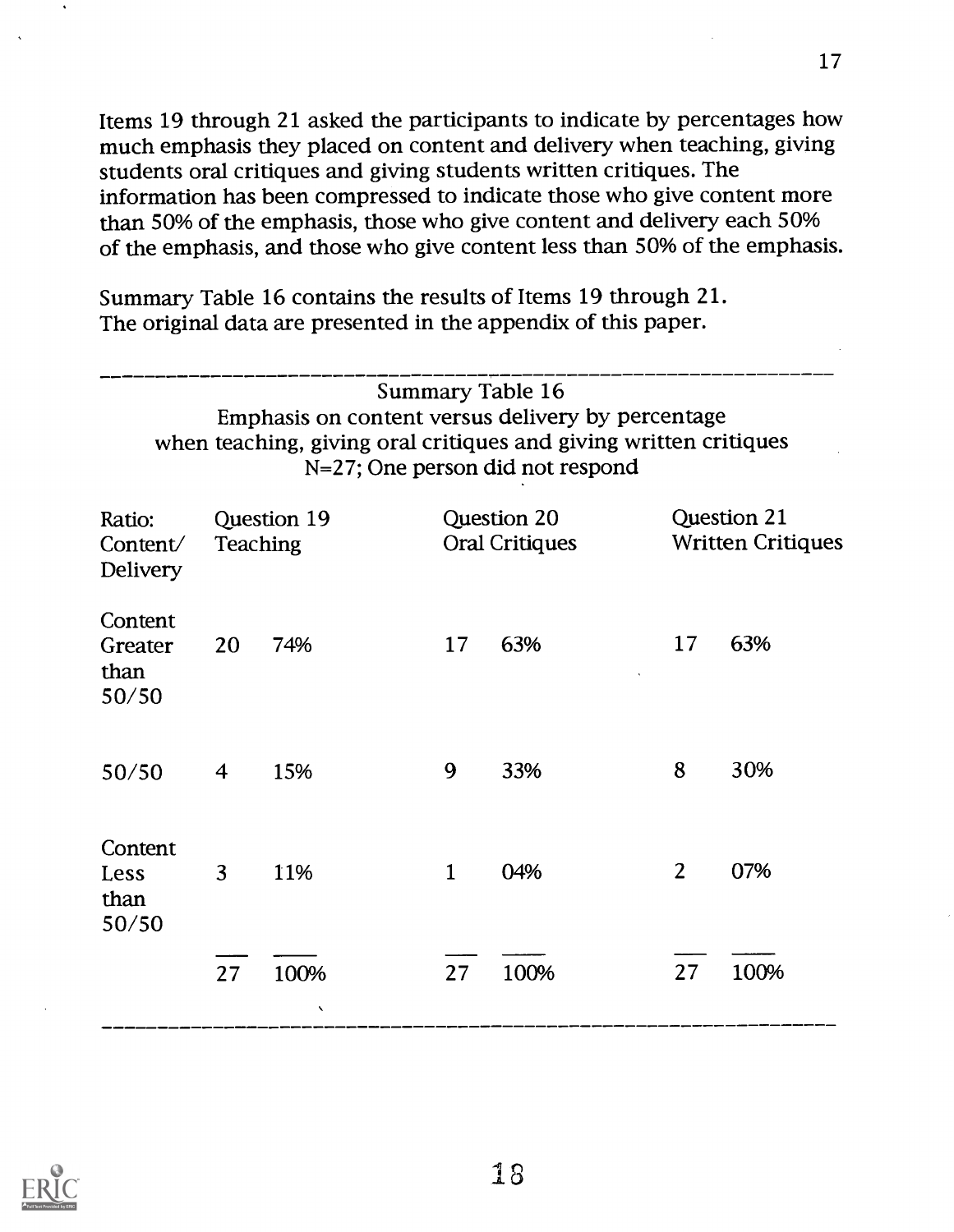Items 19 through 21 asked the participants to indicate by percentages how much emphasis they placed on content and delivery when teaching, giving students oral critiques and giving students written critiques. The information has been compressed to indicate those who give content more than 50% of the emphasis, those who give content and delivery each 50% of the emphasis, and those who give content less than 50% of the emphasis.

Summary Table 16 contains the results of Items 19 through 21. The original data are presented in the appendix of this paper.

Summary Table 16
Emphasis on content versus delivery by percentage
when teaching, giving oral critiques and giving written critiques
N=27; One person did not respond

| Ratio: Content/ Delivery | Question 19 Teaching | | Question 20 Oral Critiques | | Question 21 Written Critiques | |
|---|---|---|---|---|---|---|
| Content Greater than 50/50 | 20 | 74% | 17 | 63% | 17 | 63% |
| 50/50 | 4 | 15% | 9 | 33% | 8 | 30% |
| Content Less than 50/50 | 3 | 11% | 1 | 04% | 2 | 07% |
| | 27 | 100% | 27 | 100% | 27 | 100% |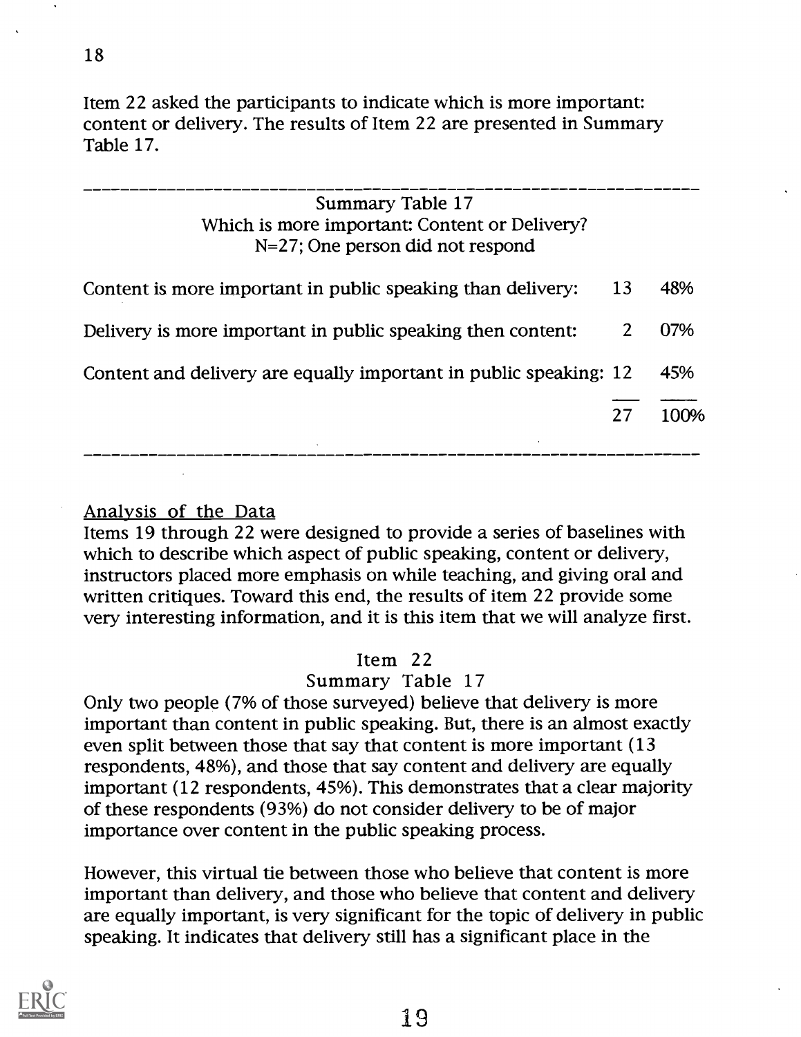Item 22 asked the participants to indicate which is more important: content or delivery. The results of Item 22 are presented in Summary Table 17.

Summary Table 17
Which is more important: Content or Delivery?
N=27; One person did not respond

| | | |
|---|---|---|
| Content is more important in public speaking than delivery: | 13 | 48% |
| Delivery is more important in public speaking then content: | 2 | 07% |
| Content and delivery are equally important in public speaking: | 12 | 45% |
| | 27 | 100% |

## Analysis of the Data

Items 19 through 22 were designed to provide a series of baselines with which to describe which aspect of public speaking, content or delivery, instructors placed more emphasis on while teaching, and giving oral and written critiques. Toward this end, the results of item 22 provide some very interesting information, and it is this item that we will analyze first.

### Item 22
### Summary Table 17

Only two people (7% of those surveyed) believe that delivery is more important than content in public speaking. But, there is an almost exactly even split between those that say that content is more important (13 respondents, 48%), and those that say content and delivery are equally important (12 respondents, 45%). This demonstrates that a clear majority of these respondents (93%) do not consider delivery to be of major importance over content in the public speaking process.

However, this virtual tie between those who believe that content is more important than delivery, and those who believe that content and delivery are equally important, is very significant for the topic of delivery in public speaking. It indicates that delivery still has a significant place in the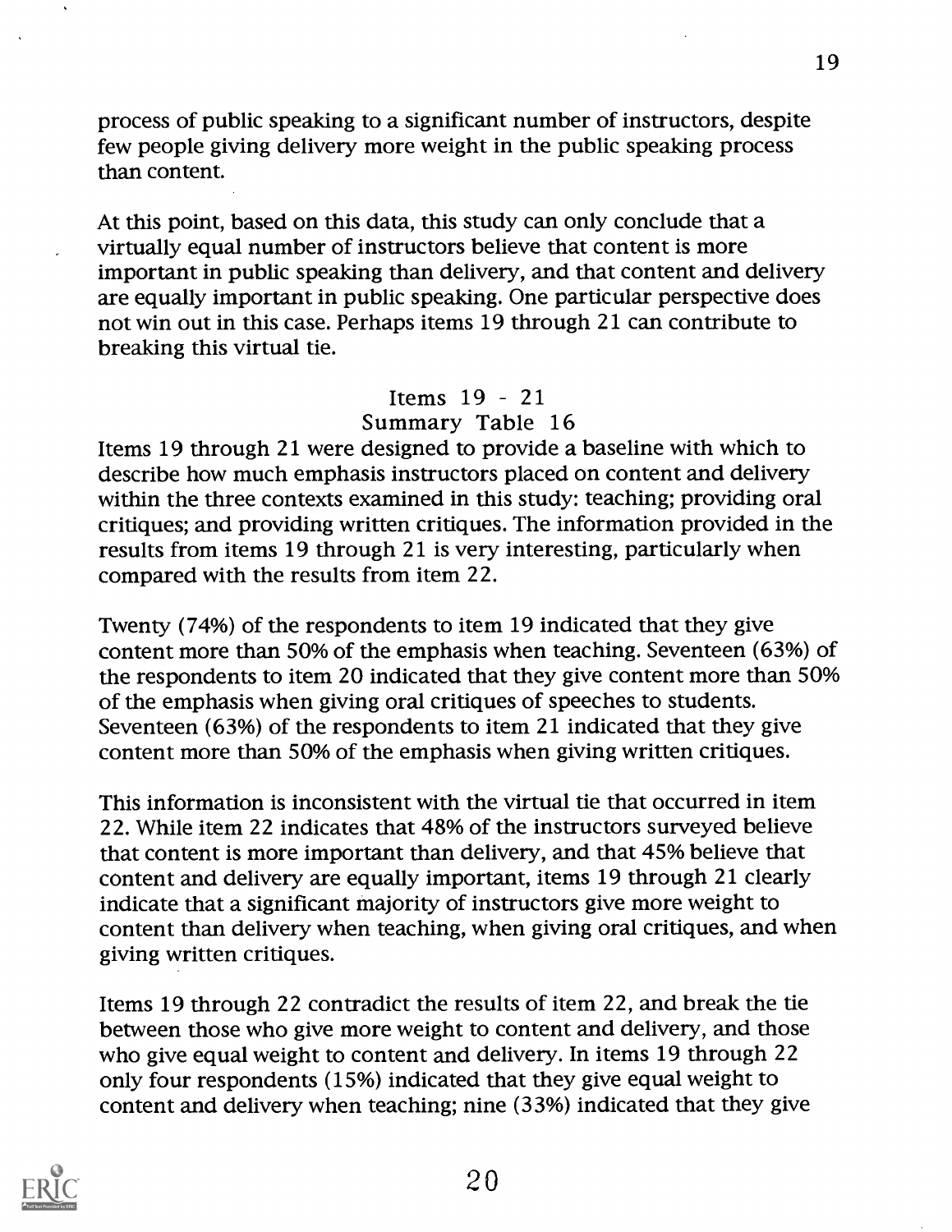process of public speaking to a significant number of instructors, despite few people giving delivery more weight in the public speaking process than content.

At this point, based on this data, this study can only conclude that a virtually equal number of instructors believe that content is more important in public speaking than delivery, and that content and delivery are equally important in public speaking. One particular perspective does not win out in this case. Perhaps items 19 through 21 can contribute to breaking this virtual tie.

### Items 19 - 21
### Summary Table 16

Items 19 through 21 were designed to provide a baseline with which to describe how much emphasis instructors placed on content and delivery within the three contexts examined in this study: teaching; providing oral critiques; and providing written critiques. The information provided in the results from items 19 through 21 is very interesting, particularly when compared with the results from item 22.

Twenty (74%) of the respondents to item 19 indicated that they give content more than 50% of the emphasis when teaching. Seventeen (63%) of the respondents to item 20 indicated that they give content more than 50% of the emphasis when giving oral critiques of speeches to students. Seventeen (63%) of the respondents to item 21 indicated that they give content more than 50% of the emphasis when giving written critiques.

This information is inconsistent with the virtual tie that occurred in item 22. While item 22 indicates that 48% of the instructors surveyed believe that content is more important than delivery, and that 45% believe that content and delivery are equally important, items 19 through 21 clearly indicate that a significant majority of instructors give more weight to content than delivery when teaching, when giving oral critiques, and when giving written critiques.

Items 19 through 22 contradict the results of item 22, and break the tie between those who give more weight to content and delivery, and those who give equal weight to content and delivery. In items 19 through 22 only four respondents (15%) indicated that they give equal weight to content and delivery when teaching; nine (33%) indicated that they give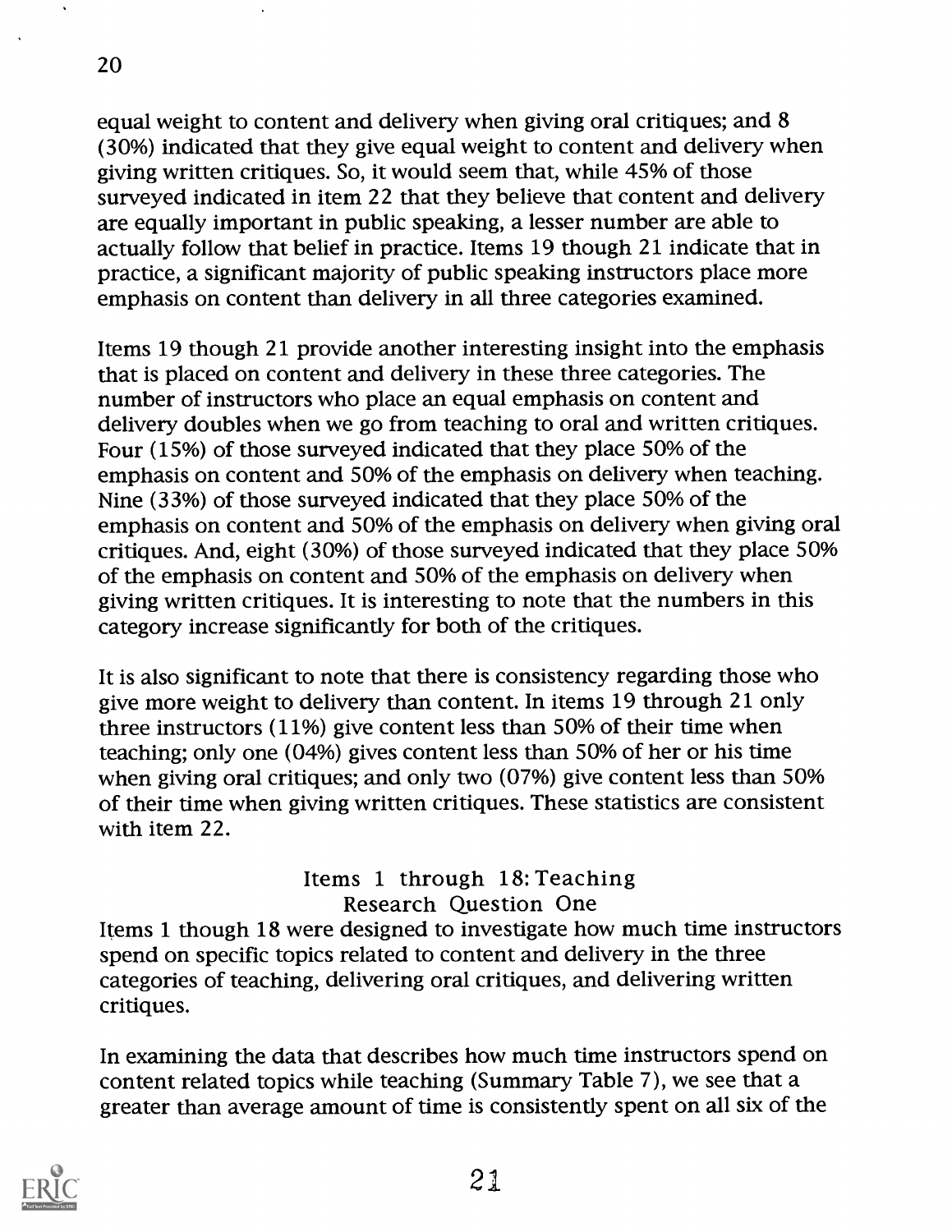equal weight to content and delivery when giving oral critiques; and 8 (30%) indicated that they give equal weight to content and delivery when giving written critiques. So, it would seem that, while 45% of those surveyed indicated in item 22 that they believe that content and delivery are equally important in public speaking, a lesser number are able to actually follow that belief in practice. Items 19 though 21 indicate that in practice, a significant majority of public speaking instructors place more emphasis on content than delivery in all three categories examined.

Items 19 though 21 provide another interesting insight into the emphasis that is placed on content and delivery in these three categories. The number of instructors who place an equal emphasis on content and delivery doubles when we go from teaching to oral and written critiques. Four (15%) of those surveyed indicated that they place 50% of the emphasis on content and 50% of the emphasis on delivery when teaching. Nine (33%) of those surveyed indicated that they place 50% of the emphasis on content and 50% of the emphasis on delivery when giving oral critiques. And, eight (30%) of those surveyed indicated that they place 50% of the emphasis on content and 50% of the emphasis on delivery when giving written critiques. It is interesting to note that the numbers in this category increase significantly for both of the critiques.

It is also significant to note that there is consistency regarding those who give more weight to delivery than content. In items 19 through 21 only three instructors (11%) give content less than 50% of their time when teaching; only one (04%) gives content less than 50% of her or his time when giving oral critiques; and only two (07%) give content less than 50% of their time when giving written critiques. These statistics are consistent with item 22.

### Items 1 through 18: Teaching
### Research Question One

Items 1 though 18 were designed to investigate how much time instructors spend on specific topics related to content and delivery in the three categories of teaching, delivering oral critiques, and delivering written critiques.

In examining the data that describes how much time instructors spend on content related topics while teaching (Summary Table 7), we see that a greater than average amount of time is consistently spent on all six of the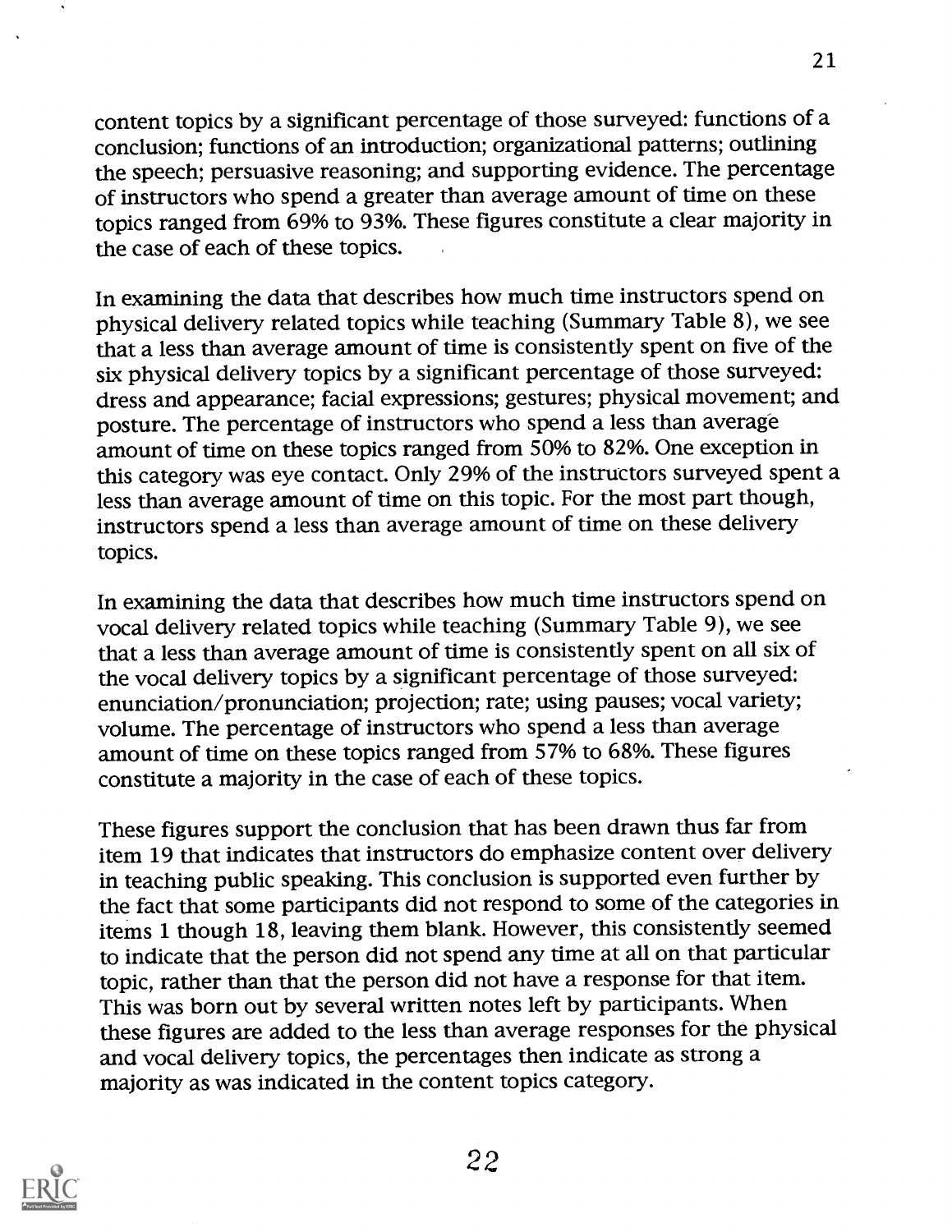content topics by a significant percentage of those surveyed: functions of a conclusion; functions of an introduction; organizational patterns; outlining the speech; persuasive reasoning; and supporting evidence. The percentage of instructors who spend a greater than average amount of time on these topics ranged from 69% to 93%. These figures constitute a clear majority in the case of each of these topics.

In examining the data that describes how much time instructors spend on physical delivery related topics while teaching (Summary Table 8), we see that a less than average amount of time is consistently spent on five of the six physical delivery topics by a significant percentage of those surveyed: dress and appearance; facial expressions; gestures; physical movement; and posture. The percentage of instructors who spend a less than average amount of time on these topics ranged from 50% to 82%. One exception in this category was eye contact. Only 29% of the instructors surveyed spent a less than average amount of time on this topic. For the most part though, instructors spend a less than average amount of time on these delivery topics.

In examining the data that describes how much time instructors spend on vocal delivery related topics while teaching (Summary Table 9), we see that a less than average amount of time is consistently spent on all six of the vocal delivery topics by a significant percentage of those surveyed: enunciation/pronunciation; projection; rate; using pauses; vocal variety; volume. The percentage of instructors who spend a less than average amount of time on these topics ranged from 57% to 68%. These figures constitute a majority in the case of each of these topics.

These figures support the conclusion that has been drawn thus far from item 19 that indicates that instructors do emphasize content over delivery in teaching public speaking. This conclusion is supported even further by the fact that some participants did not respond to some of the categories in items 1 though 18, leaving them blank. However, this consistently seemed to indicate that the person did not spend any time at all on that particular topic, rather than that the person did not have a response for that item. This was born out by several written notes left by participants. When these figures are added to the less than average responses for the physical and vocal delivery topics, the percentages then indicate as strong a majority as was indicated in the content topics category.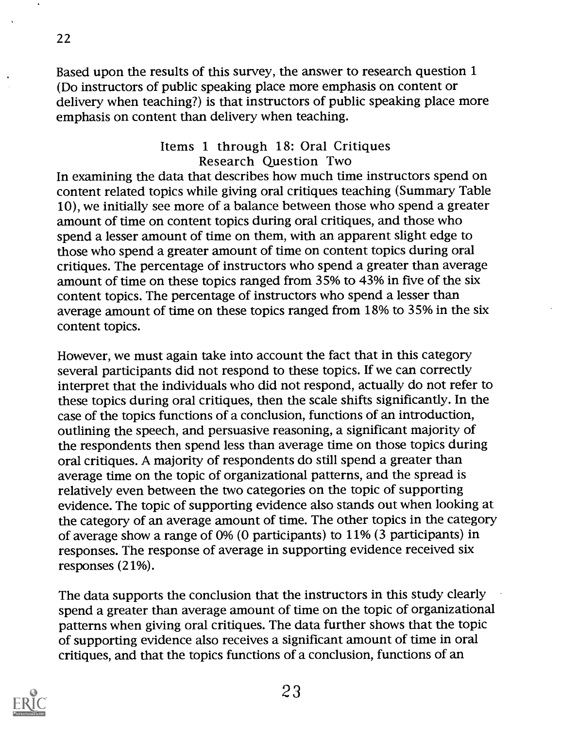Based upon the results of this survey, the answer to research question 1 (Do instructors of public speaking place more emphasis on content or delivery when teaching?) is that instructors of public speaking place more emphasis on content than delivery when teaching.

## Items 1 through 18: Oral Critiques
## Research Question Two

In examining the data that describes how much time instructors spend on content related topics while giving oral critiques teaching (Summary Table 10), we initially see more of a balance between those who spend a greater amount of time on content topics during oral critiques, and those who spend a lesser amount of time on them, with an apparent slight edge to those who spend a greater amount of time on content topics during oral critiques. The percentage of instructors who spend a greater than average amount of time on these topics ranged from 35% to 43% in five of the six content topics. The percentage of instructors who spend a lesser than average amount of time on these topics ranged from 18% to 35% in the six content topics.

However, we must again take into account the fact that in this category several participants did not respond to these topics. If we can correctly interpret that the individuals who did not respond, actually do not refer to these topics during oral critiques, then the scale shifts significantly. In the case of the topics functions of a conclusion, functions of an introduction, outlining the speech, and persuasive reasoning, a significant majority of the respondents then spend less than average time on those topics during oral critiques. A majority of respondents do still spend a greater than average time on the topic of organizational patterns, and the spread is relatively even between the two categories on the topic of supporting evidence. The topic of supporting evidence also stands out when looking at the category of an average amount of time. The other topics in the category of average show a range of 0% (0 participants) to 11% (3 participants) in responses. The response of average in supporting evidence received six responses (21%).

The data supports the conclusion that the instructors in this study clearly spend a greater than average amount of time on the topic of organizational patterns when giving oral critiques. The data further shows that the topic of supporting evidence also receives a significant amount of time in oral critiques, and that the topics functions of a conclusion, functions of an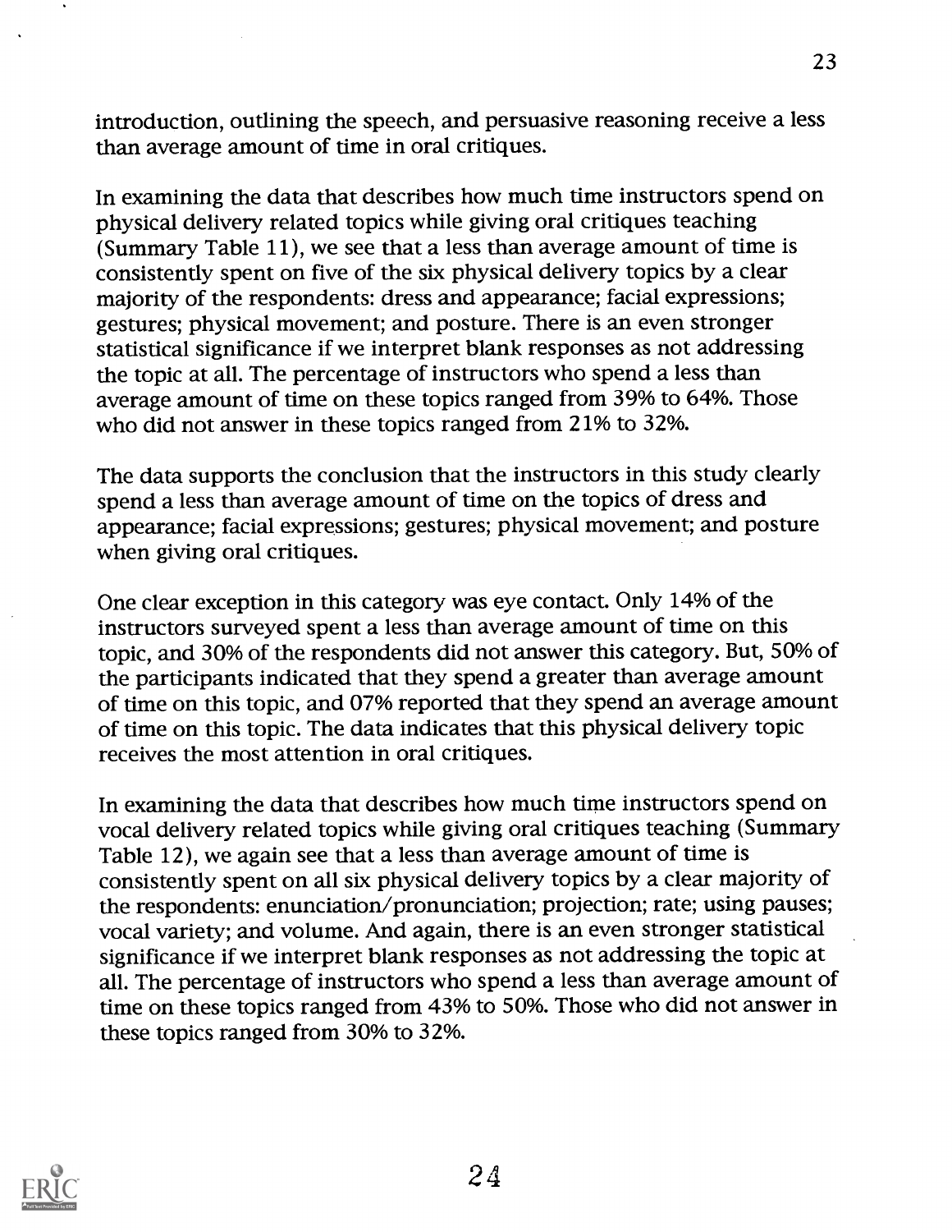introduction, outlining the speech, and persuasive reasoning receive a less than average amount of time in oral critiques.

In examining the data that describes how much time instructors spend on physical delivery related topics while giving oral critiques teaching (Summary Table 11), we see that a less than average amount of time is consistently spent on five of the six physical delivery topics by a clear majority of the respondents: dress and appearance; facial expressions; gestures; physical movement; and posture. There is an even stronger statistical significance if we interpret blank responses as not addressing the topic at all. The percentage of instructors who spend a less than average amount of time on these topics ranged from 39% to 64%. Those who did not answer in these topics ranged from 21% to 32%.

The data supports the conclusion that the instructors in this study clearly spend a less than average amount of time on the topics of dress and appearance; facial expressions; gestures; physical movement; and posture when giving oral critiques.

One clear exception in this category was eye contact. Only 14% of the instructors surveyed spent a less than average amount of time on this topic, and 30% of the respondents did not answer this category. But, 50% of the participants indicated that they spend a greater than average amount of time on this topic, and 07% reported that they spend an average amount of time on this topic. The data indicates that this physical delivery topic receives the most attention in oral critiques.

In examining the data that describes how much time instructors spend on vocal delivery related topics while giving oral critiques teaching (Summary Table 12), we again see that a less than average amount of time is consistently spent on all six physical delivery topics by a clear majority of the respondents: enunciation/pronunciation; projection; rate; using pauses; vocal variety; and volume. And again, there is an even stronger statistical significance if we interpret blank responses as not addressing the topic at all. The percentage of instructors who spend a less than average amount of time on these topics ranged from 43% to 50%. Those who did not answer in these topics ranged from 30% to 32%.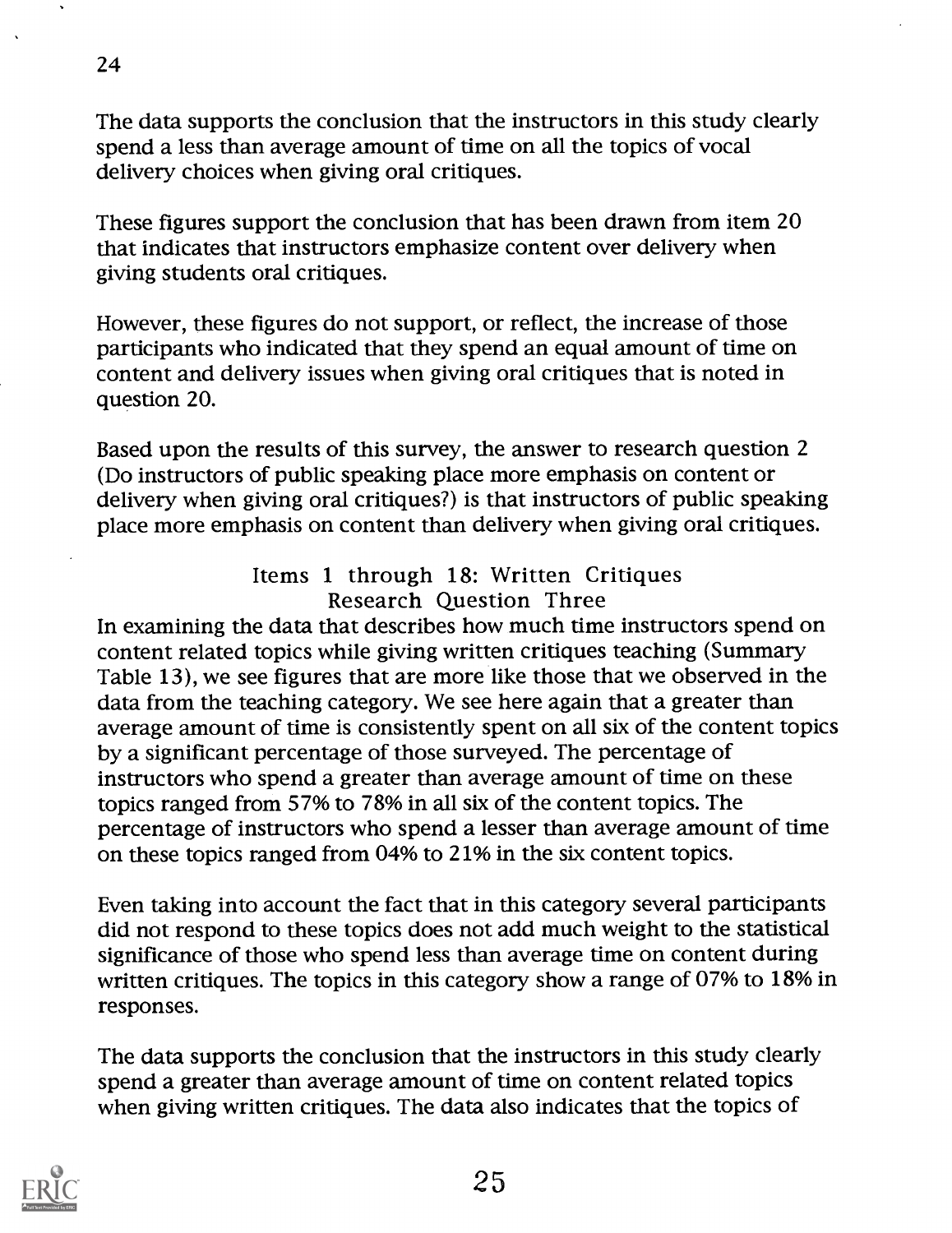The data supports the conclusion that the instructors in this study clearly spend a less than average amount of time on all the topics of vocal delivery choices when giving oral critiques.

These figures support the conclusion that has been drawn from item 20 that indicates that instructors emphasize content over delivery when giving students oral critiques.

However, these figures do not support, or reflect, the increase of those participants who indicated that they spend an equal amount of time on content and delivery issues when giving oral critiques that is noted in question 20.

Based upon the results of this survey, the answer to research question 2 (Do instructors of public speaking place more emphasis on content or delivery when giving oral critiques?) is that instructors of public speaking place more emphasis on content than delivery when giving oral critiques.

## Items 1 through 18: Written Critiques
## Research Question Three

In examining the data that describes how much time instructors spend on content related topics while giving written critiques teaching (Summary Table 13), we see figures that are more like those that we observed in the data from the teaching category. We see here again that a greater than average amount of time is consistently spent on all six of the content topics by a significant percentage of those surveyed. The percentage of instructors who spend a greater than average amount of time on these topics ranged from 57% to 78% in all six of the content topics. The percentage of instructors who spend a lesser than average amount of time on these topics ranged from 04% to 21% in the six content topics.

Even taking into account the fact that in this category several participants did not respond to these topics does not add much weight to the statistical significance of those who spend less than average time on content during written critiques. The topics in this category show a range of 07% to 18% in responses.

The data supports the conclusion that the instructors in this study clearly spend a greater than average amount of time on content related topics when giving written critiques. The data also indicates that the topics of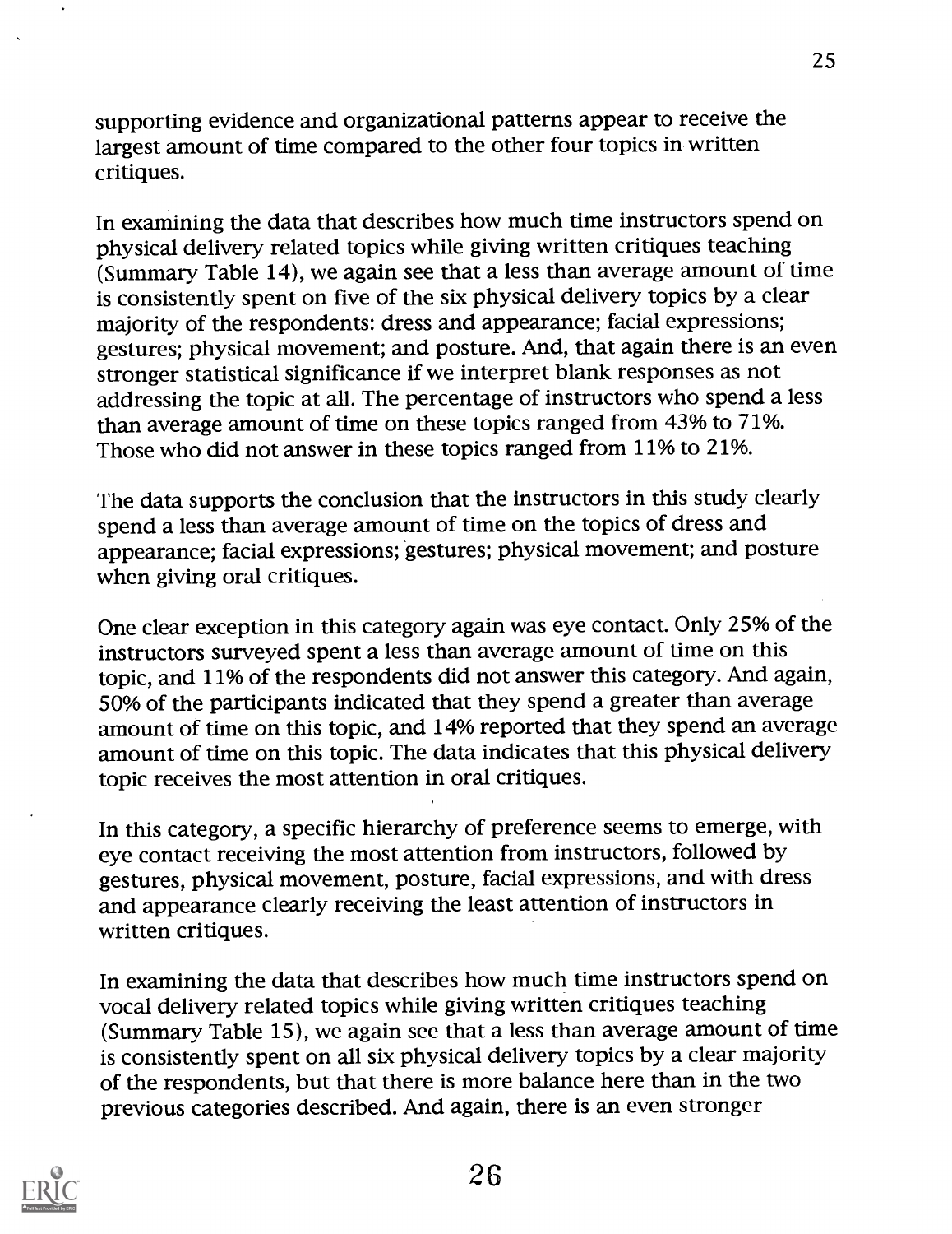supporting evidence and organizational patterns appear to receive the largest amount of time compared to the other four topics in written critiques.

In examining the data that describes how much time instructors spend on physical delivery related topics while giving written critiques teaching (Summary Table 14), we again see that a less than average amount of time is consistently spent on five of the six physical delivery topics by a clear majority of the respondents: dress and appearance; facial expressions; gestures; physical movement; and posture. And, that again there is an even stronger statistical significance if we interpret blank responses as not addressing the topic at all. The percentage of instructors who spend a less than average amount of time on these topics ranged from 43% to 71%. Those who did not answer in these topics ranged from 11% to 21%.

The data supports the conclusion that the instructors in this study clearly spend a less than average amount of time on the topics of dress and appearance; facial expressions; gestures; physical movement; and posture when giving oral critiques.

One clear exception in this category again was eye contact. Only 25% of the instructors surveyed spent a less than average amount of time on this topic, and 11% of the respondents did not answer this category. And again, 50% of the participants indicated that they spend a greater than average amount of time on this topic, and 14% reported that they spend an average amount of time on this topic. The data indicates that this physical delivery topic receives the most attention in oral critiques.

In this category, a specific hierarchy of preference seems to emerge, with eye contact receiving the most attention from instructors, followed by gestures, physical movement, posture, facial expressions, and with dress and appearance clearly receiving the least attention of instructors in written critiques.

In examining the data that describes how much time instructors spend on vocal delivery related topics while giving written critiques teaching (Summary Table 15), we again see that a less than average amount of time is consistently spent on all six physical delivery topics by a clear majority of the respondents, but that there is more balance here than in the two previous categories described. And again, there is an even stronger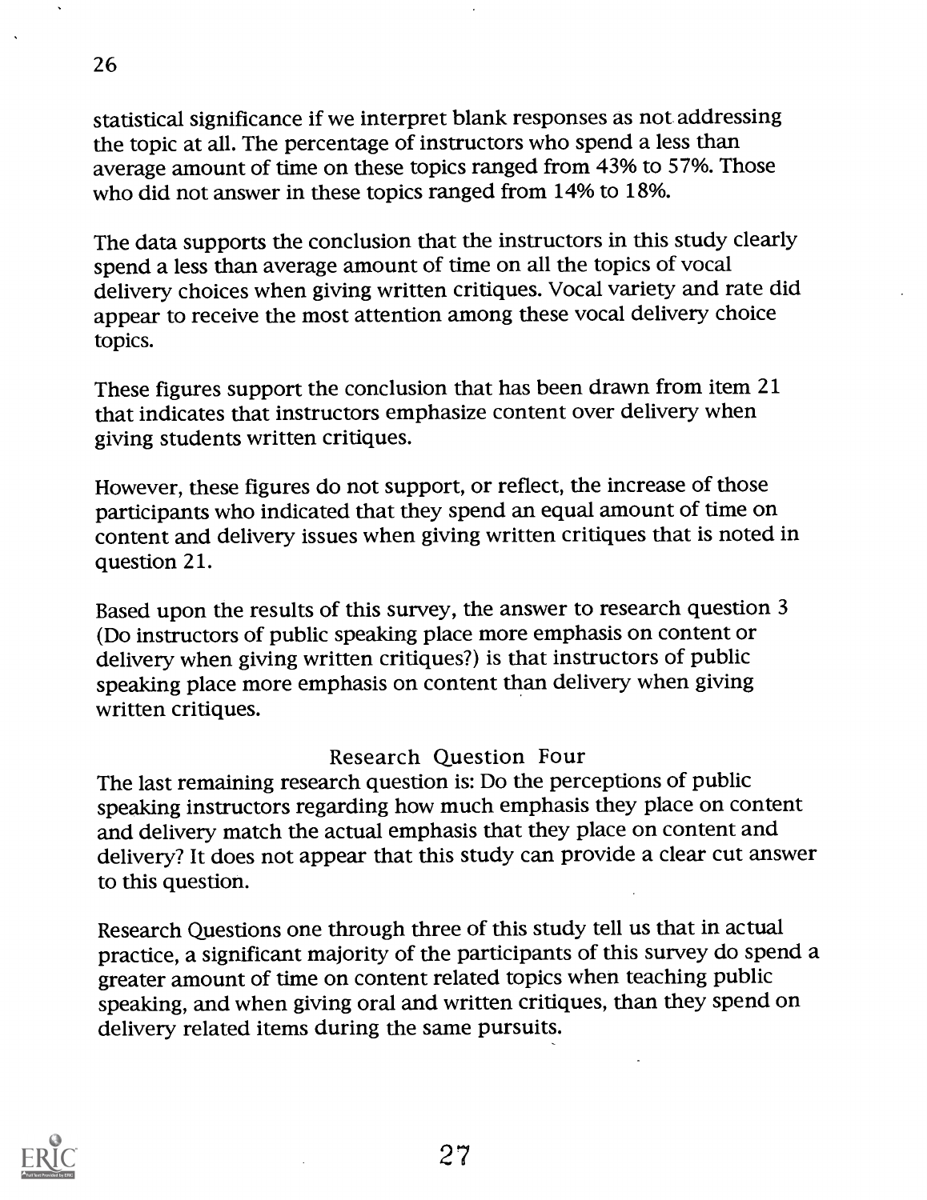statistical significance if we interpret blank responses as not addressing the topic at all. The percentage of instructors who spend a less than average amount of time on these topics ranged from 43% to 57%. Those who did not answer in these topics ranged from 14% to 18%.

The data supports the conclusion that the instructors in this study clearly spend a less than average amount of time on all the topics of vocal delivery choices when giving written critiques. Vocal variety and rate did appear to receive the most attention among these vocal delivery choice topics.

These figures support the conclusion that has been drawn from item 21 that indicates that instructors emphasize content over delivery when giving students written critiques.

However, these figures do not support, or reflect, the increase of those participants who indicated that they spend an equal amount of time on content and delivery issues when giving written critiques that is noted in question 21.

Based upon the results of this survey, the answer to research question 3 (Do instructors of public speaking place more emphasis on content or delivery when giving written critiques?) is that instructors of public speaking place more emphasis on content than delivery when giving written critiques.

## Research Question Four

The last remaining research question is: Do the perceptions of public speaking instructors regarding how much emphasis they place on content and delivery match the actual emphasis that they place on content and delivery? It does not appear that this study can provide a clear cut answer to this question.

Research Questions one through three of this study tell us that in actual practice, a significant majority of the participants of this survey do spend a greater amount of time on content related topics when teaching public speaking, and when giving oral and written critiques, than they spend on delivery related items during the same pursuits.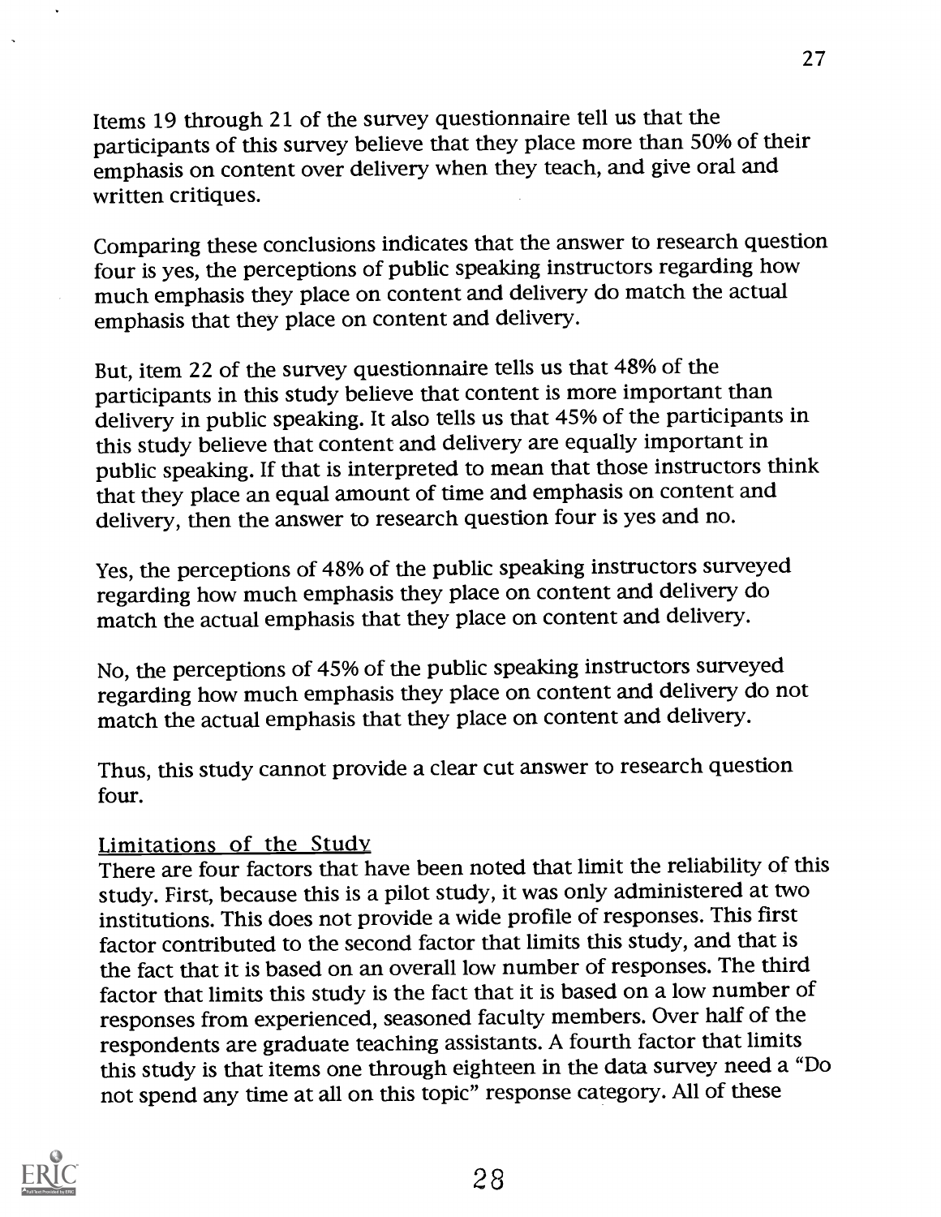Items 19 through 21 of the survey questionnaire tell us that the participants of this survey believe that they place more than 50% of their emphasis on content over delivery when they teach, and give oral and written critiques.

Comparing these conclusions indicates that the answer to research question four is yes, the perceptions of public speaking instructors regarding how much emphasis they place on content and delivery do match the actual emphasis that they place on content and delivery.

But, item 22 of the survey questionnaire tells us that 48% of the participants in this study believe that content is more important than delivery in public speaking. It also tells us that 45% of the participants in this study believe that content and delivery are equally important in public speaking. If that is interpreted to mean that those instructors think that they place an equal amount of time and emphasis on content and delivery, then the answer to research question four is yes and no.

Yes, the perceptions of 48% of the public speaking instructors surveyed regarding how much emphasis they place on content and delivery do match the actual emphasis that they place on content and delivery.

No, the perceptions of 45% of the public speaking instructors surveyed regarding how much emphasis they place on content and delivery do not match the actual emphasis that they place on content and delivery.

Thus, this study cannot provide a clear cut answer to research question four.

### Limitations of the Study

There are four factors that have been noted that limit the reliability of this study. First, because this is a pilot study, it was only administered at two institutions. This does not provide a wide profile of responses. This first factor contributed to the second factor that limits this study, and that is the fact that it is based on an overall low number of responses. The third factor that limits this study is the fact that it is based on a low number of responses from experienced, seasoned faculty members. Over half of the respondents are graduate teaching assistants. A fourth factor that limits this study is that items one through eighteen in the data survey need a "Do not spend any time at all on this topic" response category. All of these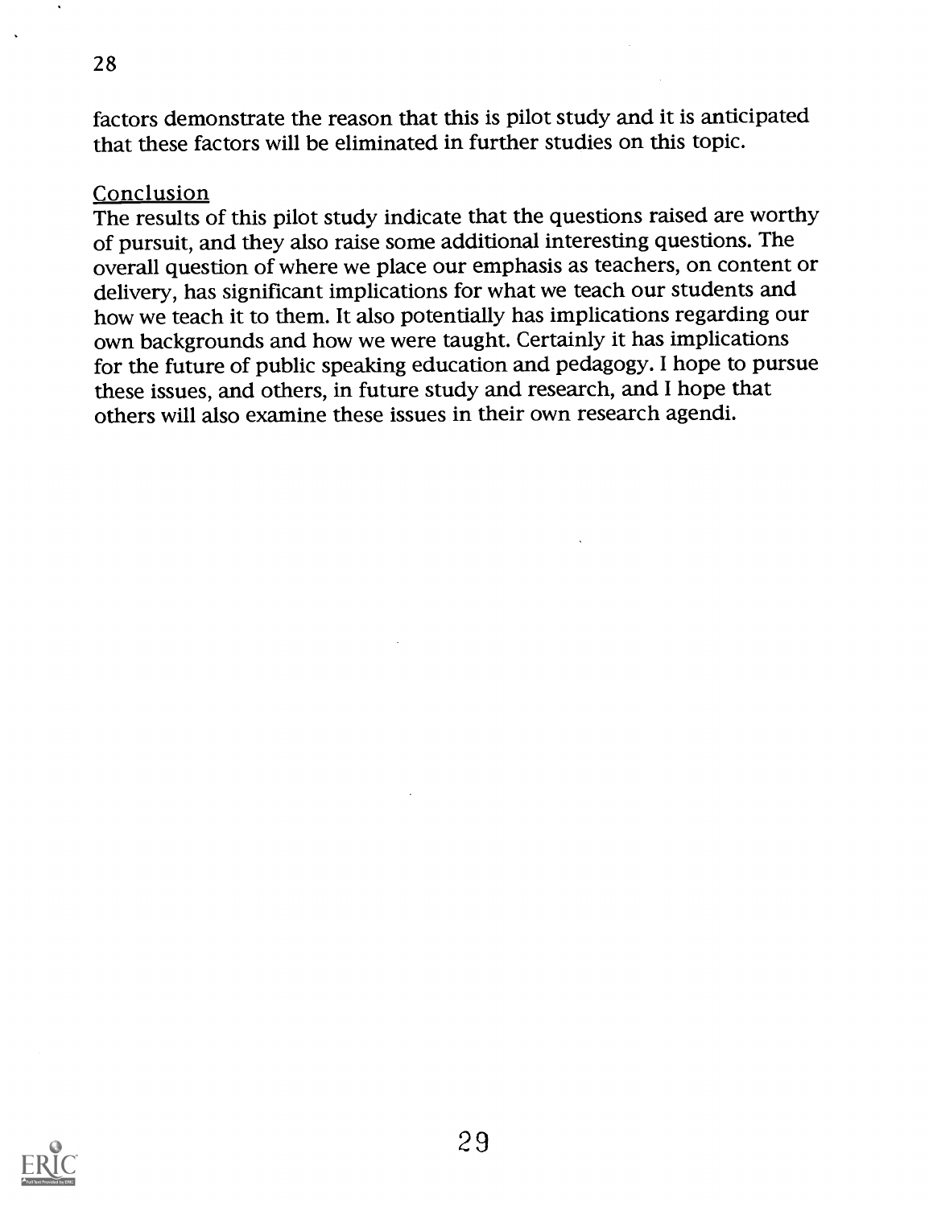factors demonstrate the reason that this is pilot study and it is anticipated that these factors will be eliminated in further studies on this topic.

## Conclusion

The results of this pilot study indicate that the questions raised are worthy of pursuit, and they also raise some additional interesting questions. The overall question of where we place our emphasis as teachers, on content or delivery, has significant implications for what we teach our students and how we teach it to them. It also potentially has implications regarding our own backgrounds and how we were taught. Certainly it has implications for the future of public speaking education and pedagogy. I hope to pursue these issues, and others, in future study and research, and I hope that others will also examine these issues in their own research agendi.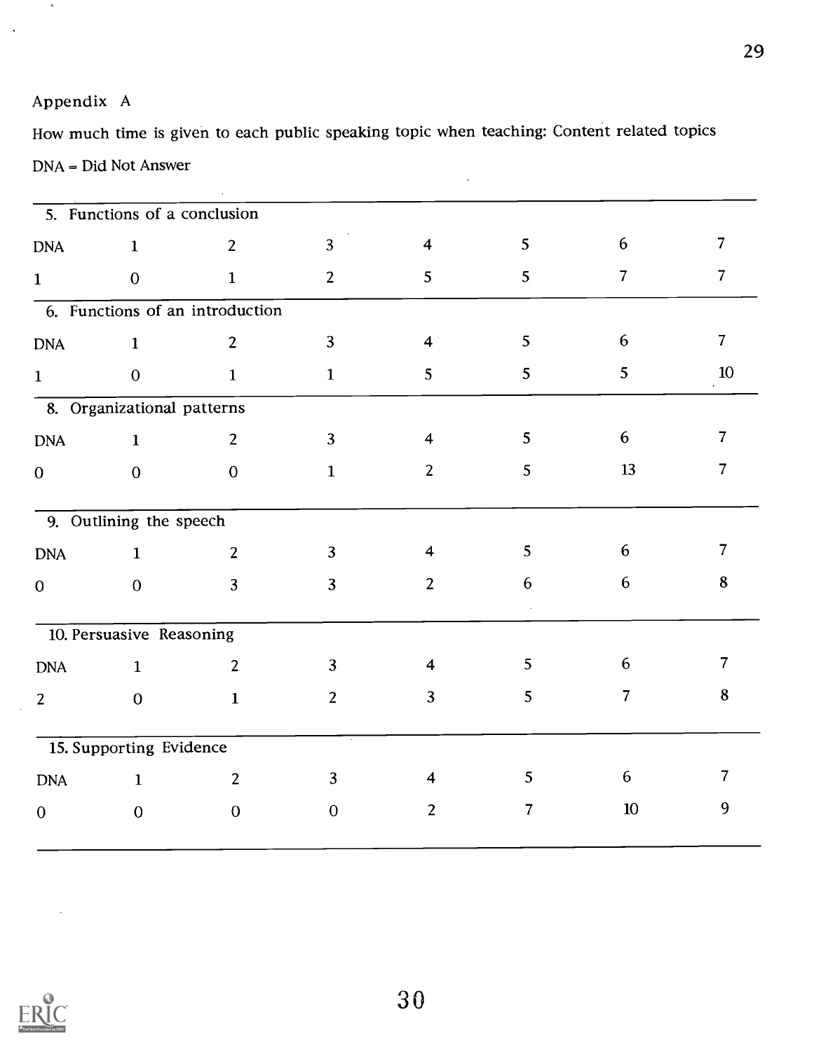Appendix A

How much time is given to each public speaking topic when teaching: Content related topics

DNA = Did Not Answer

| 5. Functions of a conclusion | | | | | | | |
|---|---|---|---|---|---|---|---|
| DNA | 1 | 2 | 3 | 4 | 5 | 6 | 7 |
| 1 | 0 | 1 | 2 | 5 | 5 | 7 | 7 |
| **6. Functions of an introduction** | | | | | | | |
| DNA | 1 | 2 | 3 | 4 | 5 | 6 | 7 |
| 1 | 0 | 1 | 1 | 5 | 5 | 5 | 10 |
| **8. Organizational patterns** | | | | | | | |
| DNA | 1 | 2 | 3 | 4 | 5 | 6 | 7 |
| 0 | 0 | 0 | 1 | 2 | 5 | 13 | 7 |
| **9. Outlining the speech** | | | | | | | |
| DNA | 1 | 2 | 3 | 4 | 5 | 6 | 7 |
| 0 | 0 | 3 | 3 | 2 | 6 | 6 | 8 |
| **10. Persuasive Reasoning** | | | | | | | |
| DNA | 1 | 2 | 3 | 4 | 5 | 6 | 7 |
| 2 | 0 | 1 | 2 | 3 | 5 | 7 | 8 |
| **15. Supporting Evidence** | | | | | | | |
| DNA | 1 | 2 | 3 | 4 | 5 | 6 | 7 |
| 0 | 0 | 0 | 0 | 2 | 7 | 10 | 9 |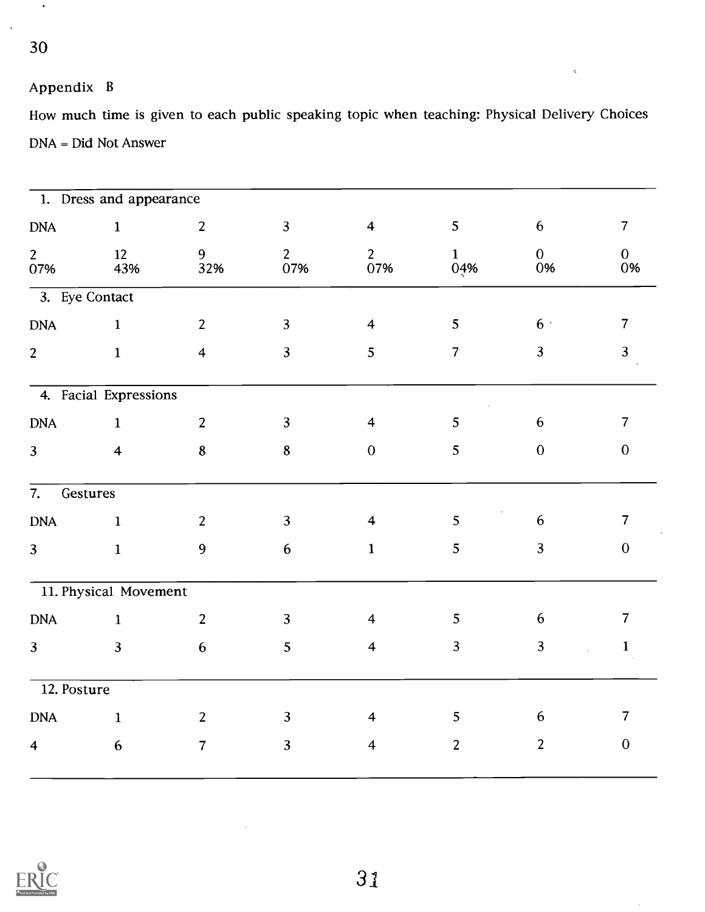Appendix B

How much time is given to each public speaking topic when teaching: Physical Delivery Choices

DNA = Did Not Answer

| 1. Dress and appearance | | | | | | | |
|---|---|---|---|---|---|---|---|
| DNA | 1 | 2 | 3 | 4 | 5 | 6 | 7 |
| 2<br>07% | 12<br>43% | 9<br>32% | 2<br>07% | 2<br>07% | 1<br>04% | 0<br>0% | 0<br>0% |

| 3. Eye Contact | | | | | | | |
|---|---|---|---|---|---|---|---|
| DNA | 1 | 2 | 3 | 4 | 5 | 6 | 7 |
| 2 | 1 | 4 | 3 | 5 | 7 | 3 | 3 |

| 4. Facial Expressions | | | | | | | |
|---|---|---|---|---|---|---|---|
| DNA | 1 | 2 | 3 | 4 | 5 | 6 | 7 |
| 3 | 4 | 8 | 8 | 0 | 5 | 0 | 0 |

| 7. Gestures | | | | | | | |
|---|---|---|---|---|---|---|---|
| DNA | 1 | 2 | 3 | 4 | 5 | 6 | 7 |
| 3 | 1 | 9 | 6 | 1 | 5 | 3 | 0 |

| 11. Physical Movement | | | | | | | |
|---|---|---|---|---|---|---|---|
| DNA | 1 | 2 | 3 | 4 | 5 | 6 | 7 |
| 3 | 3 | 6 | 5 | 4 | 3 | 3 | 1 |

| 12. Posture | | | | | | | |
|---|---|---|---|---|---|---|---|
| DNA | 1 | 2 | 3 | 4 | 5 | 6 | 7 |
| 4 | 6 | 7 | 3 | 4 | 2 | 2 | 0 |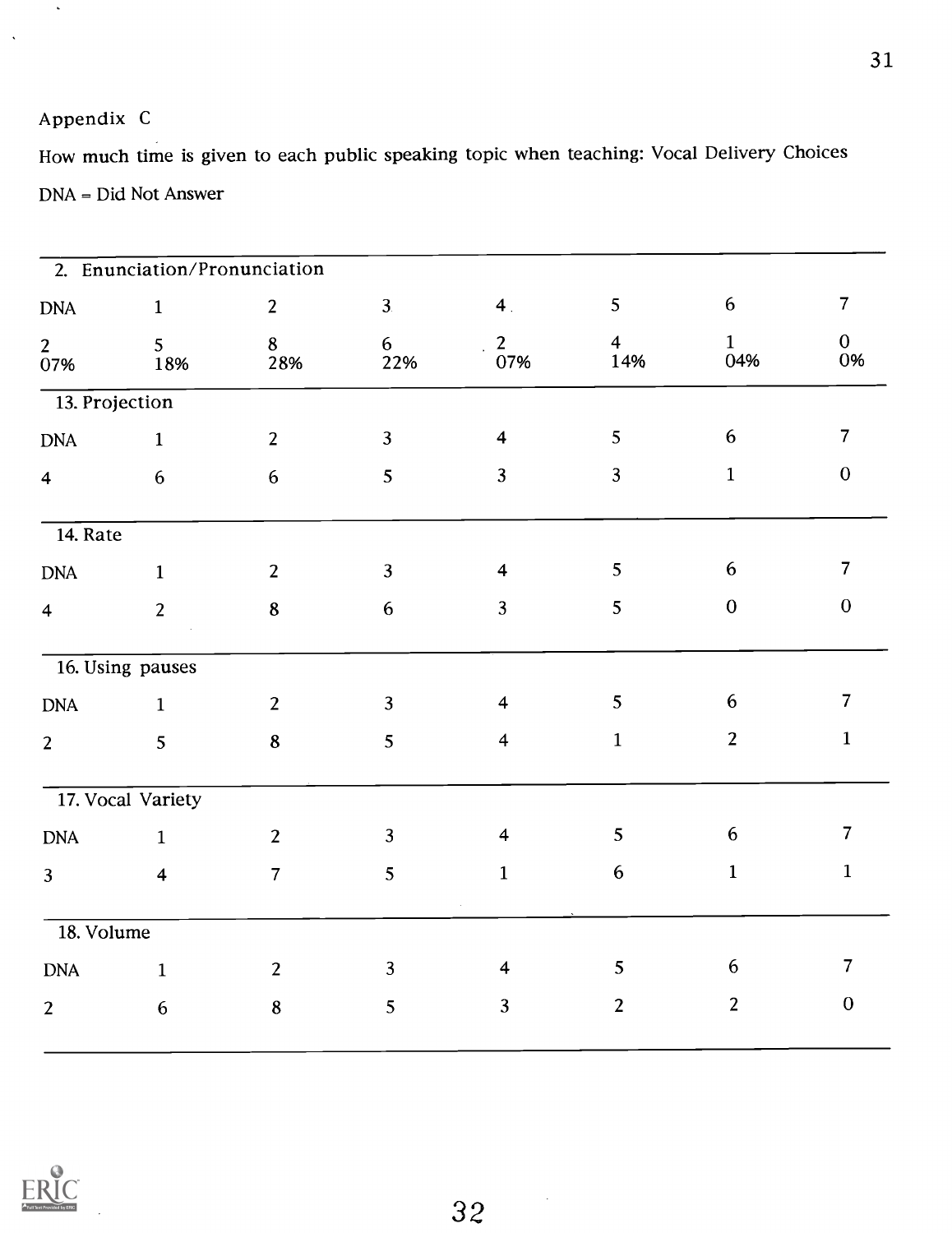Appendix C

How much time is given to each public speaking topic when teaching: Vocal Delivery Choices

DNA = Did Not Answer

| 2. Enunciation/Pronunciation | | | | | | | |
|---|---|---|---|---|---|---|---|
| DNA | 1 | 2 | 3 | 4 | 5 | 6 | 7 |
| 2<br>07% | 5<br>18% | 8<br>28% | 6<br>22% | 2<br>07% | 4<br>14% | 1<br>04% | 0<br>0% |
| **13. Projection** | | | | | | | |
| DNA | 1 | 2 | 3 | 4 | 5 | 6 | 7 |
| 4 | 6 | 6 | 5 | 3 | 3 | 1 | 0 |
| **14. Rate** | | | | | | | |
| DNA | 1 | 2 | 3 | 4 | 5 | 6 | 7 |
| 4 | 2 | 8 | 6 | 3 | 5 | 0 | 0 |
| **16. Using pauses** | | | | | | | |
| DNA | 1 | 2 | 3 | 4 | 5 | 6 | 7 |
| 2 | 5 | 8 | 5 | 4 | 1 | 2 | 1 |
| **17. Vocal Variety** | | | | | | | |
| DNA | 1 | 2 | 3 | 4 | 5 | 6 | 7 |
| 3 | 4 | 7 | 5 | 1 | 6 | 1 | 1 |
| **18. Volume** | | | | | | | |
| DNA | 1 | 2 | 3 | 4 | 5 | 6 | 7 |
| 2 | 6 | 8 | 5 | 3 | 2 | 2 | 0 |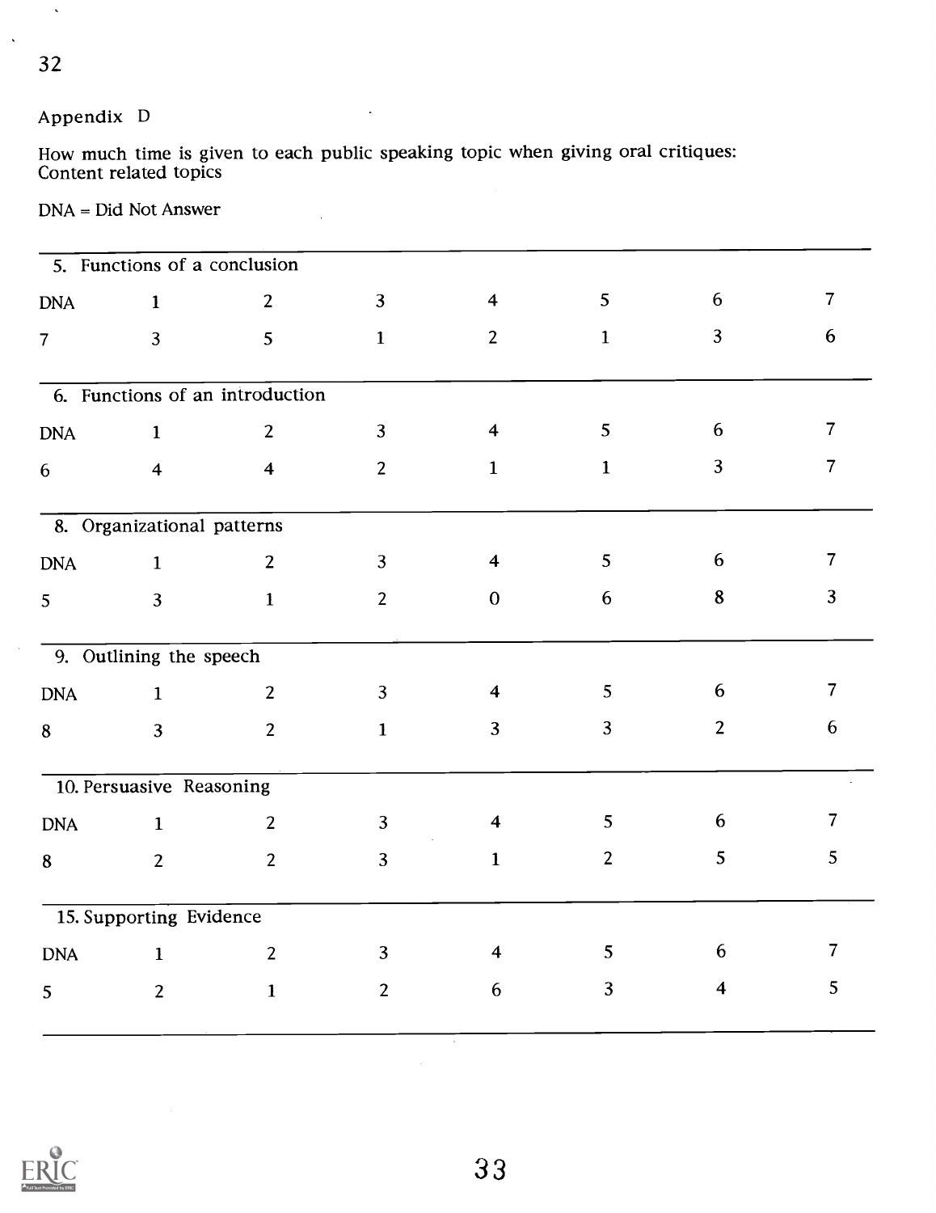Appendix D

How much time is given to each public speaking topic when giving oral critiques:
Content related topics

DNA = Did Not Answer

| 5. Functions of a conclusion | | | | | | | |
|---|---|---|---|---|---|---|---|
| DNA | 1 | 2 | 3 | 4 | 5 | 6 | 7 |
| 7 | 3 | 5 | 1 | 2 | 1 | 3 | 6 |

| 6. Functions of an introduction | | | | | | | |
|---|---|---|---|---|---|---|---|
| DNA | 1 | 2 | 3 | 4 | 5 | 6 | 7 |
| 6 | 4 | 4 | 2 | 1 | 1 | 3 | 7 |

| 8. Organizational patterns | | | | | | | |
|---|---|---|---|---|---|---|---|
| DNA | 1 | 2 | 3 | 4 | 5 | 6 | 7 |
| 5 | 3 | 1 | 2 | 0 | 6 | 8 | 3 |

| 9. Outlining the speech | | | | | | | |
|---|---|---|---|---|---|---|---|
| DNA | 1 | 2 | 3 | 4 | 5 | 6 | 7 |
| 8 | 3 | 2 | 1 | 3 | 3 | 2 | 6 |

| 10. Persuasive Reasoning | | | | | | | |
|---|---|---|---|---|---|---|---|
| DNA | 1 | 2 | 3 | 4 | 5 | 6 | 7 |
| 8 | 2 | 2 | 3 | 1 | 2 | 5 | 5 |

| 15. Supporting Evidence | | | | | | | |
|---|---|---|---|---|---|---|---|
| DNA | 1 | 2 | 3 | 4 | 5 | 6 | 7 |
| 5 | 2 | 1 | 2 | 6 | 3 | 4 | 5 |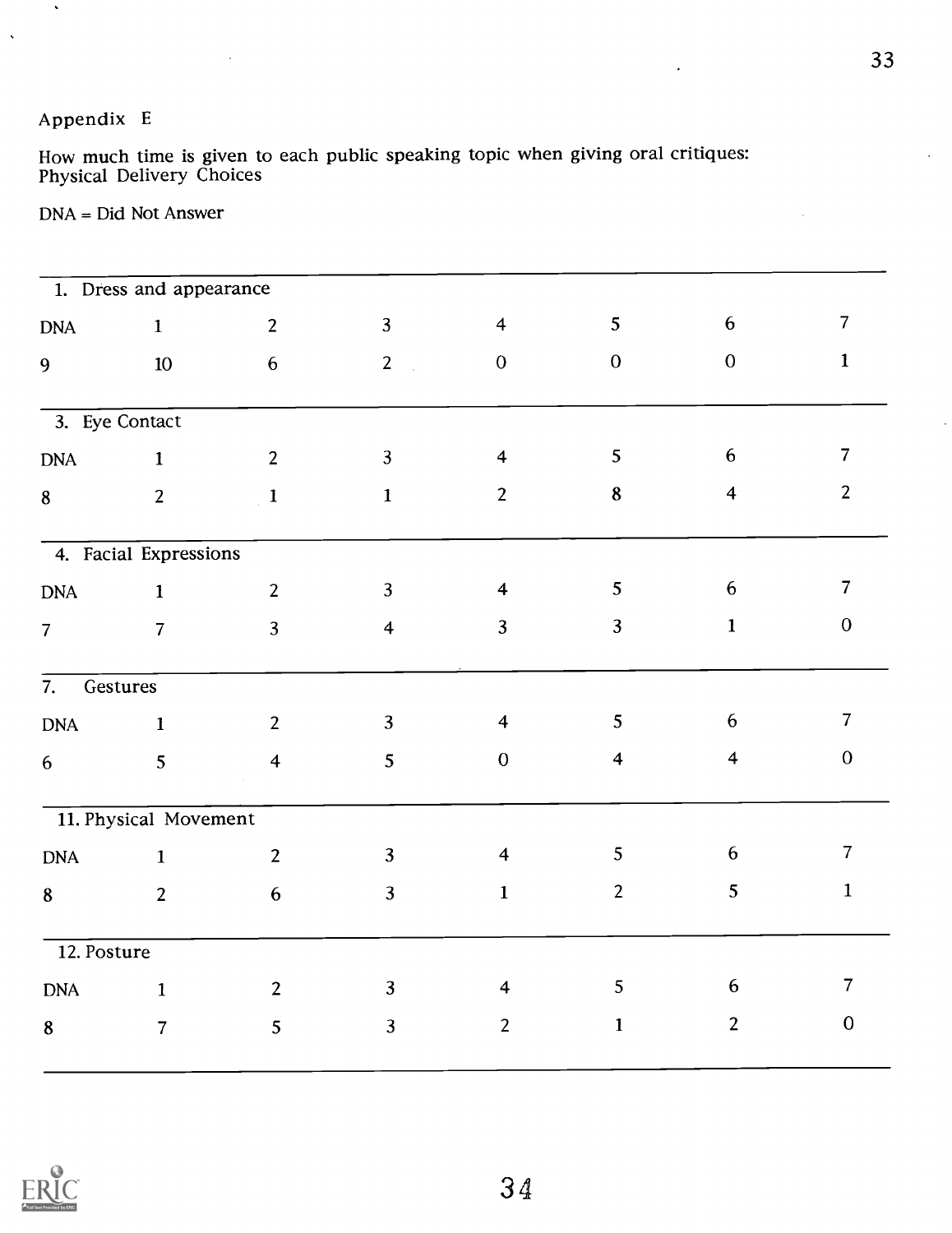Appendix E

How much time is given to each public speaking topic when giving oral critiques: Physical Delivery Choices

DNA = Did Not Answer

1. Dress and appearance

| DNA | 1 | 2 | 3 | 4 | 5 | 6 | 7 |
|---|---|---|---|---|---|---|---|
| 9 | 10 | 6 | 2 | 0 | 0 | 0 | 1 |

3. Eye Contact

| DNA | 1 | 2 | 3 | 4 | 5 | 6 | 7 |
|---|---|---|---|---|---|---|---|
| 8 | 2 | 1 | 1 | 2 | 8 | 4 | 2 |

4. Facial Expressions

| DNA | 1 | 2 | 3 | 4 | 5 | 6 | 7 |
|---|---|---|---|---|---|---|---|
| 7 | 7 | 3 | 4 | 3 | 3 | 1 | 0 |

7. Gestures

| DNA | 1 | 2 | 3 | 4 | 5 | 6 | 7 |
|---|---|---|---|---|---|---|---|
| 6 | 5 | 4 | 5 | 0 | 4 | 4 | 0 |

11. Physical Movement

| DNA | 1 | 2 | 3 | 4 | 5 | 6 | 7 |
|---|---|---|---|---|---|---|---|
| 8 | 2 | 6 | 3 | 1 | 2 | 5 | 1 |

12. Posture

| DNA | 1 | 2 | 3 | 4 | 5 | 6 | 7 |
|---|---|---|---|---|---|---|---|
| 8 | 7 | 5 | 3 | 2 | 1 | 2 | 0 |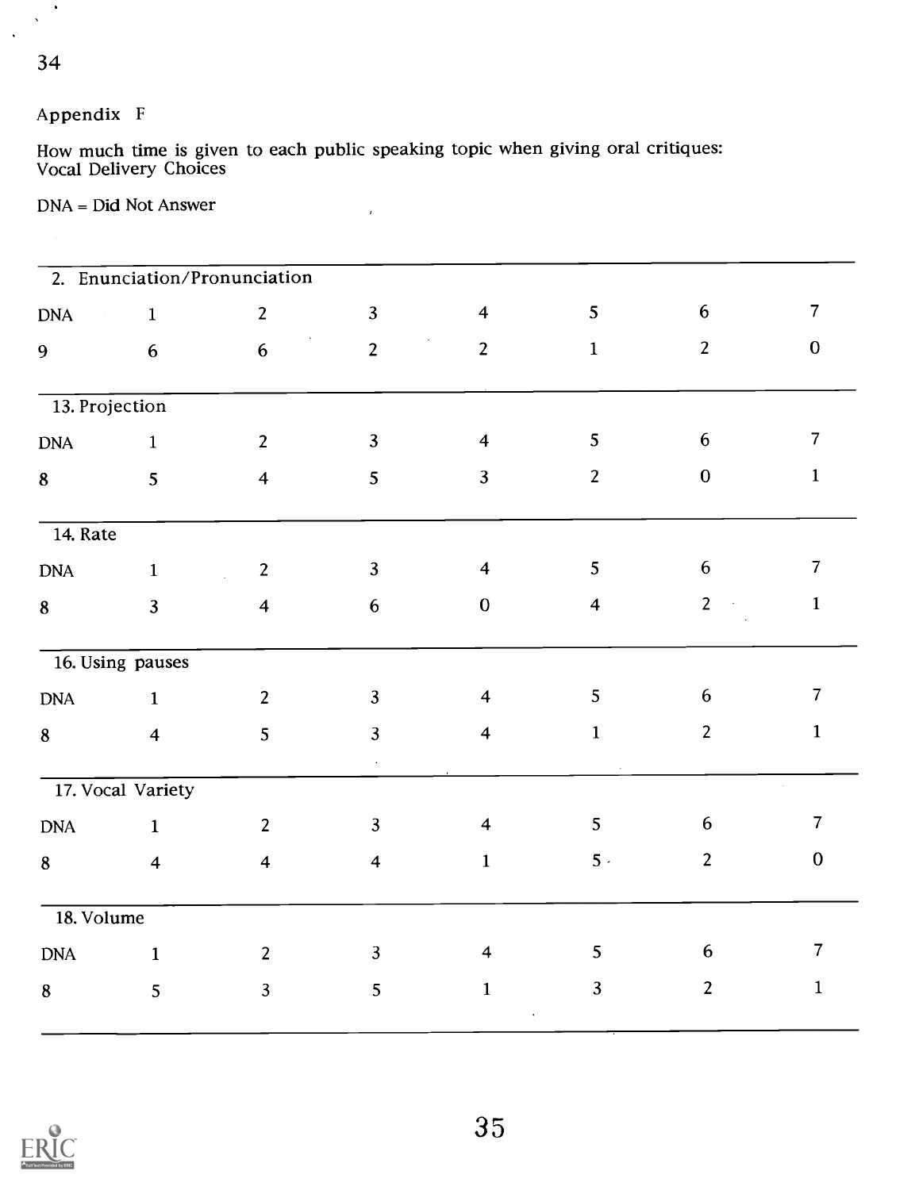Appendix F

How much time is given to each public speaking topic when giving oral critiques:
Vocal Delivery Choices

DNA = Did Not Answer

| 2. Enunciation/Pronunciation | | | | | | | |
|---|---|---|---|---|---|---|---|
| DNA | 1 | 2 | 3 | 4 | 5 | 6 | 7 |
| 9 | 6 | 6 | 2 | 2 | 1 | 2 | 0 |

| 13. Projection | | | | | | | |
|---|---|---|---|---|---|---|---|
| DNA | 1 | 2 | 3 | 4 | 5 | 6 | 7 |
| 8 | 5 | 4 | 5 | 3 | 2 | 0 | 1 |

| 14. Rate | | | | | | | |
|---|---|---|---|---|---|---|---|
| DNA | 1 | 2 | 3 | 4 | 5 | 6 | 7 |
| 8 | 3 | 4 | 6 | 0 | 4 | 2 | 1 |

| 16. Using pauses | | | | | | | |
|---|---|---|---|---|---|---|---|
| DNA | 1 | 2 | 3 | 4 | 5 | 6 | 7 |
| 8 | 4 | 5 | 3 | 4 | 1 | 2 | 1 |

| 17. Vocal Variety | | | | | | | |
|---|---|---|---|---|---|---|---|
| DNA | 1 | 2 | 3 | 4 | 5 | 6 | 7 |
| 8 | 4 | 4 | 4 | 1 | 5 | 2 | 0 |

| 18. Volume | | | | | | | |
|---|---|---|---|---|---|---|---|
| DNA | 1 | 2 | 3 | 4 | 5 | 6 | 7 |
| 8 | 5 | 3 | 5 | 1 | 3 | 2 | 1 |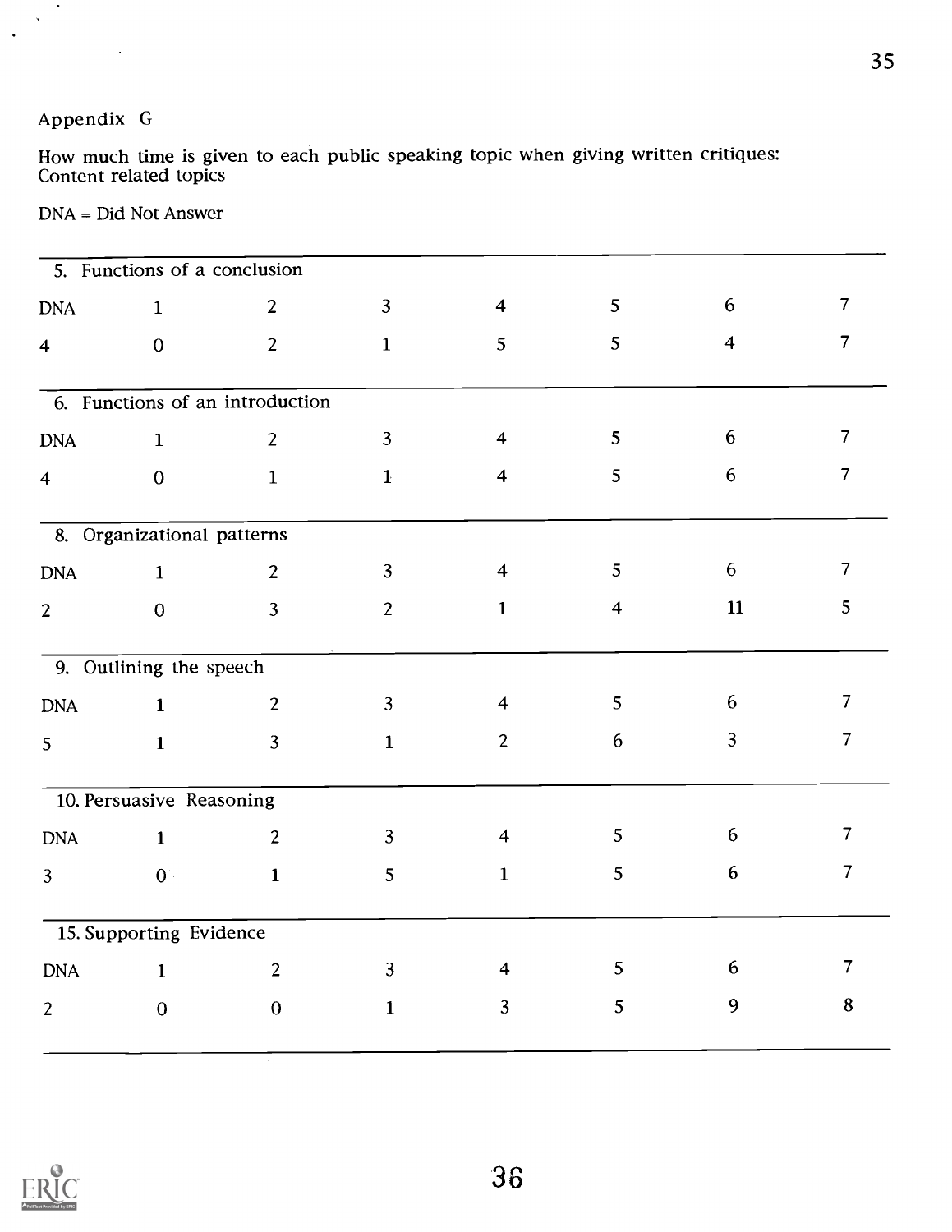Appendix G

How much time is given to each public speaking topic when giving written critiques: Content related topics

DNA = Did Not Answer

| 5. Functions of a conclusion | | | | | | | |
|---|---|---|---|---|---|---|---|
| DNA | 1 | 2 | 3 | 4 | 5 | 6 | 7 |
| 4 | 0 | 2 | 1 | 5 | 5 | 4 | 7 |

| 6. Functions of an introduction | | | | | | | |
|---|---|---|---|---|---|---|---|
| DNA | 1 | 2 | 3 | 4 | 5 | 6 | 7 |
| 4 | 0 | 1 | 1 | 4 | 5 | 6 | 7 |

| 8. Organizational patterns | | | | | | | |
|---|---|---|---|---|---|---|---|
| DNA | 1 | 2 | 3 | 4 | 5 | 6 | 7 |
| 2 | 0 | 3 | 2 | 1 | 4 | 11 | 5 |

| 9. Outlining the speech | | | | | | | |
|---|---|---|---|---|---|---|---|
| DNA | 1 | 2 | 3 | 4 | 5 | 6 | 7 |
| 5 | 1 | 3 | 1 | 2 | 6 | 3 | 7 |

| 10. Persuasive Reasoning | | | | | | | |
|---|---|---|---|---|---|---|---|
| DNA | 1 | 2 | 3 | 4 | 5 | 6 | 7 |
| 3 | 0 | 1 | 5 | 1 | 5 | 6 | 7 |

| 15. Supporting Evidence | | | | | | | |
|---|---|---|---|---|---|---|---|
| DNA | 1 | 2 | 3 | 4 | 5 | 6 | 7 |
| 2 | 0 | 0 | 1 | 3 | 5 | 9 | 8 |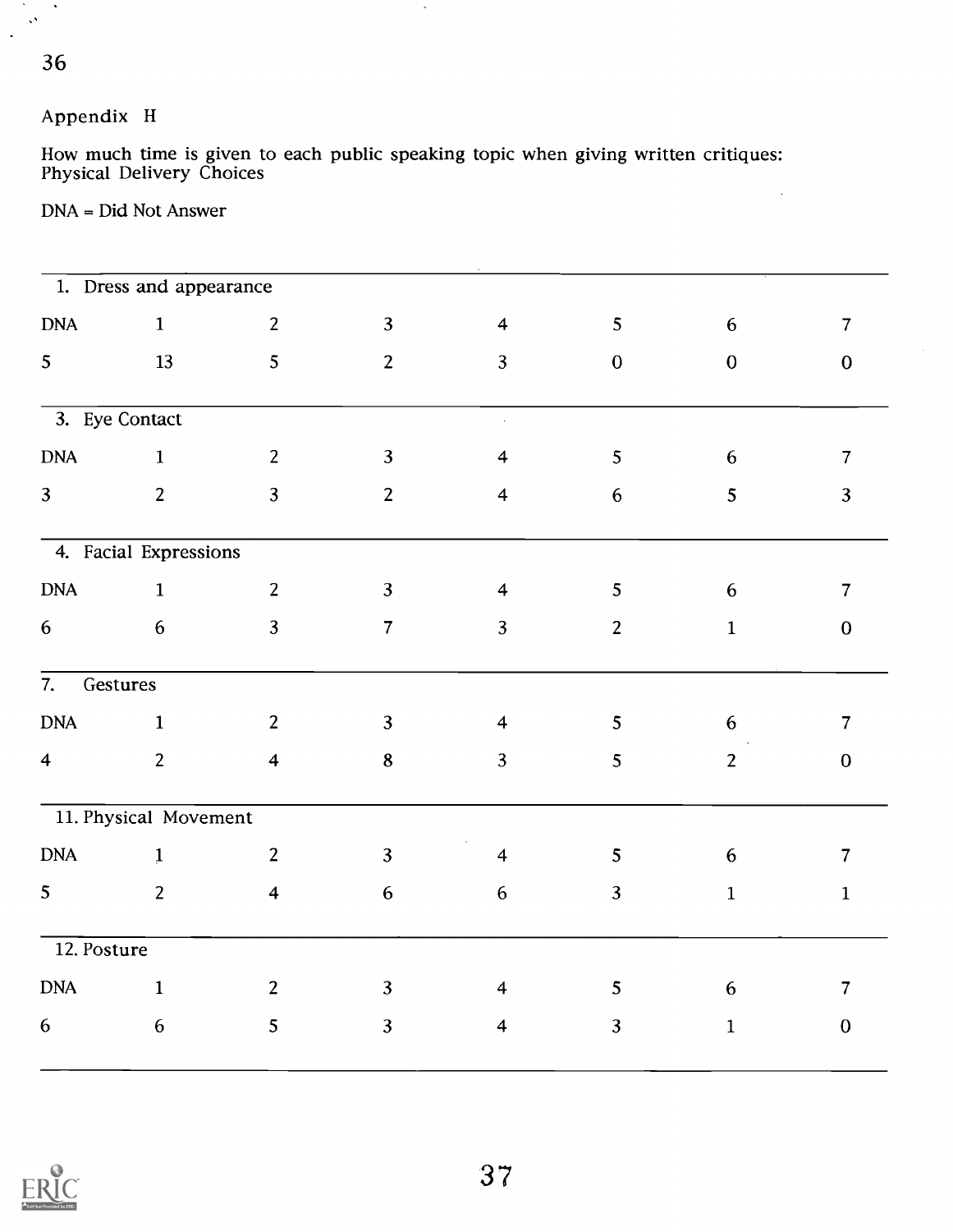Appendix H

How much time is given to each public speaking topic when giving written critiques: Physical Delivery Choices

DNA = Did Not Answer

1. Dress and appearance

| DNA | 1 | 2 | 3 | 4 | 5 | 6 | 7 |
|---|---|---|---|---|---|---|---|
| 5 | 13 | 5 | 2 | 3 | 0 | 0 | 0 |

3. Eye Contact

| DNA | 1 | 2 | 3 | 4 | 5 | 6 | 7 |
|---|---|---|---|---|---|---|---|
| 3 | 2 | 3 | 2 | 4 | 6 | 5 | 3 |

4. Facial Expressions

| DNA | 1 | 2 | 3 | 4 | 5 | 6 | 7 |
|---|---|---|---|---|---|---|---|
| 6 | 6 | 3 | 7 | 3 | 2 | 1 | 0 |

7. Gestures

| DNA | 1 | 2 | 3 | 4 | 5 | 6 | 7 |
|---|---|---|---|---|---|---|---|
| 4 | 2 | 4 | 8 | 3 | 5 | 2 | 0 |

11. Physical Movement

| DNA | 1 | 2 | 3 | 4 | 5 | 6 | 7 |
|---|---|---|---|---|---|---|---|
| 5 | 2 | 4 | 6 | 6 | 3 | 1 | 1 |

12. Posture

| DNA | 1 | 2 | 3 | 4 | 5 | 6 | 7 |
|---|---|---|---|---|---|---|---|
| 6 | 6 | 5 | 3 | 4 | 3 | 1 | 0 |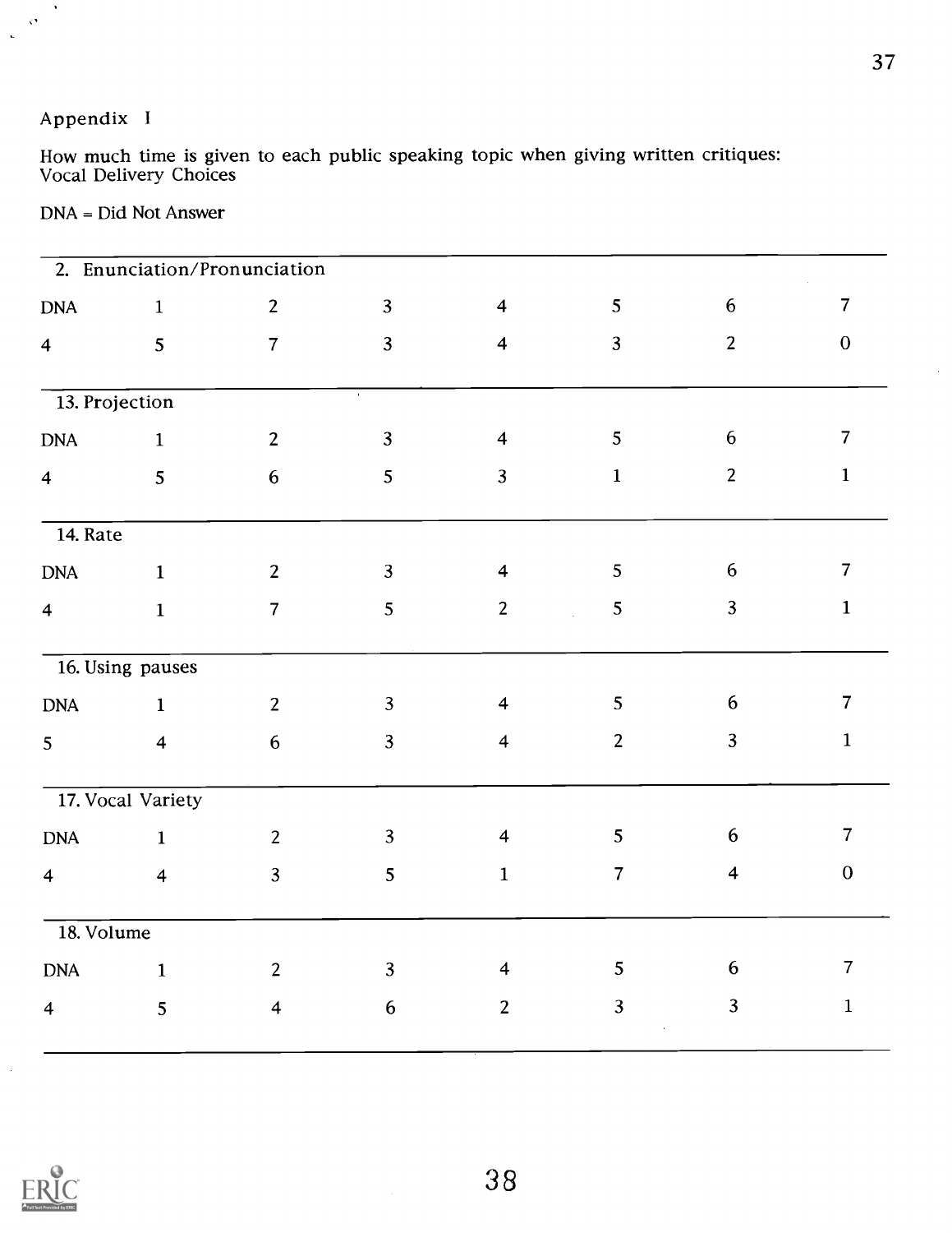Appendix I

How much time is given to each public speaking topic when giving written critiques:
Vocal Delivery Choices

DNA = Did Not Answer

| 2. Enunciation/Pronunciation | | | | | | | |
|---|---|---|---|---|---|---|---|
| DNA | 1 | 2 | 3 | 4 | 5 | 6 | 7 |
| 4 | 5 | 7 | 3 | 4 | 3 | 2 | 0 |

| 13. Projection | | | | | | | |
|---|---|---|---|---|---|---|---|
| DNA | 1 | 2 | 3 | 4 | 5 | 6 | 7 |
| 4 | 5 | 6 | 5 | 3 | 1 | 2 | 1 |

| 14. Rate | | | | | | | |
|---|---|---|---|---|---|---|---|
| DNA | 1 | 2 | 3 | 4 | 5 | 6 | 7 |
| 4 | 1 | 7 | 5 | 2 | 5 | 3 | 1 |

| 16. Using pauses | | | | | | | |
|---|---|---|---|---|---|---|---|
| DNA | 1 | 2 | 3 | 4 | 5 | 6 | 7 |
| 5 | 4 | 6 | 3 | 4 | 2 | 3 | 1 |

| 17. Vocal Variety | | | | | | | |
|---|---|---|---|---|---|---|---|
| DNA | 1 | 2 | 3 | 4 | 5 | 6 | 7 |
| 4 | 4 | 3 | 5 | 1 | 7 | 4 | 0 |

| 18. Volume | | | | | | | |
|---|---|---|---|---|---|---|---|
| DNA | 1 | 2 | 3 | 4 | 5 | 6 | 7 |
| 4 | 5 | 4 | 6 | 2 | 3 | 3 | 1 |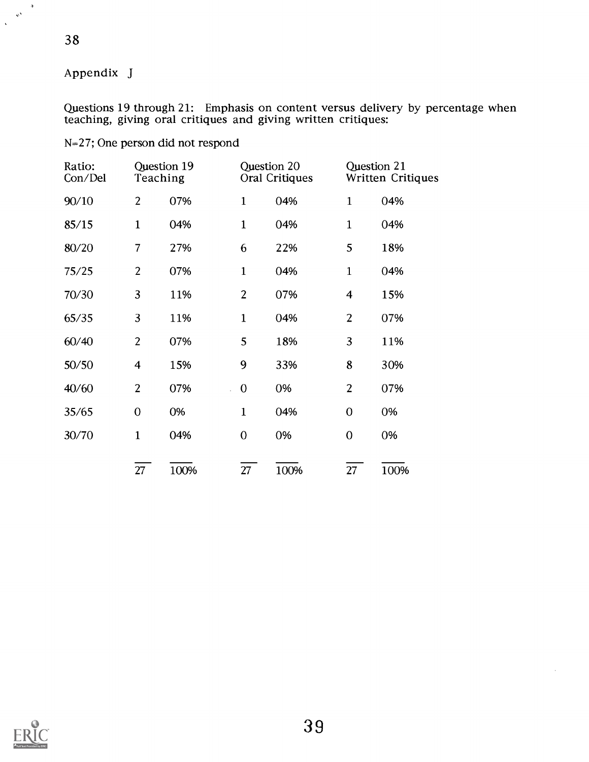Appendix J

Questions 19 through 21: Emphasis on content versus delivery by percentage when teaching, giving oral critiques and giving written critiques:

N=27; One person did not respond

| Ratio: Con/Del | Question 19 Teaching | | Question 20 Oral Critiques | | Question 21 Written Critiques | |
|---|---|---|---|---|---|---|
| 90/10 | 2 | 07% | 1 | 04% | 1 | 04% |
| 85/15 | 1 | 04% | 1 | 04% | 1 | 04% |
| 80/20 | 7 | 27% | 6 | 22% | 5 | 18% |
| 75/25 | 2 | 07% | 1 | 04% | 1 | 04% |
| 70/30 | 3 | 11% | 2 | 07% | 4 | 15% |
| 65/35 | 3 | 11% | 1 | 04% | 2 | 07% |
| 60/40 | 2 | 07% | 5 | 18% | 3 | 11% |
| 50/50 | 4 | 15% | 9 | 33% | 8 | 30% |
| 40/60 | 2 | 07% | 0 | 0% | 2 | 07% |
| 35/65 | 0 | 0% | 1 | 04% | 0 | 0% |
| 30/70 | 1 | 04% | 0 | 0% | 0 | 0% |
| | 27 | 100% | 27 | 100% | 27 | 100% |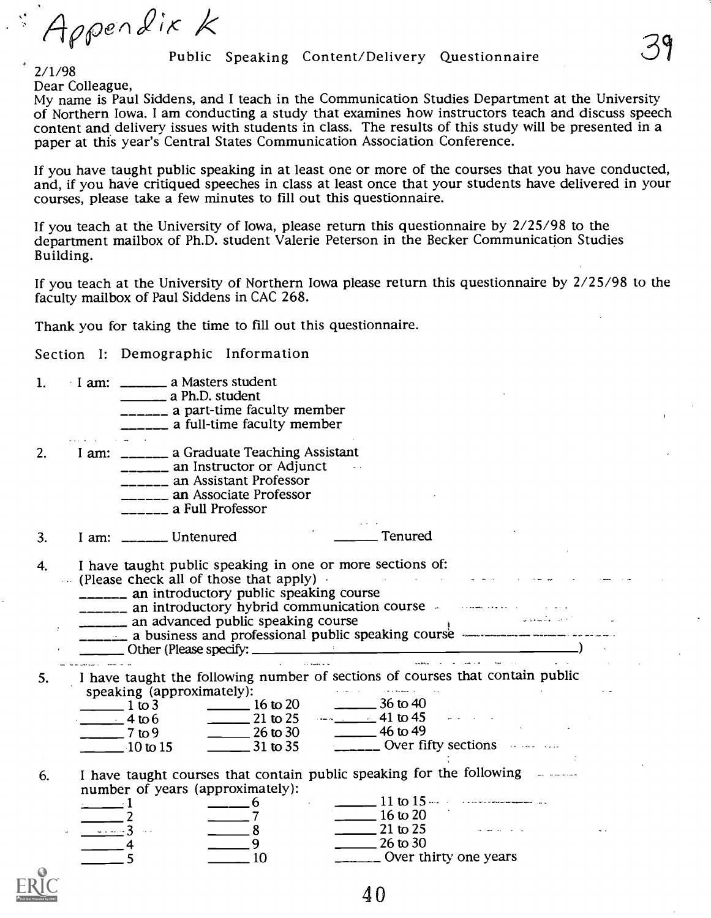Appendix K

# Public Speaking Content/Delivery Questionnaire

2/1/98

Dear Colleague,

My name is Paul Siddens, and I teach in the Communication Studies Department at the University of Northern Iowa. I am conducting a study that examines how instructors teach and discuss speech content and delivery issues with students in class. The results of this study will be presented in a paper at this year's Central States Communication Association Conference.

If you have taught public speaking in at least one or more of the courses that you have conducted, and, if you have critiqued speeches in class at least once that your students have delivered in your courses, please take a few minutes to fill out this questionnaire.

If you teach at the University of Iowa, please return this questionnaire by 2/25/98 to the department mailbox of Ph.D. student Valerie Peterson in the Becker Communication Studies Building.

If you teach at the University of Northern Iowa please return this questionnaire by 2/25/98 to the faculty mailbox of Paul Siddens in CAC 268.

Thank you for taking the time to fill out this questionnaire.

## Section I: Demographic Information

1. I am:
   ______ a Masters student
   ______ a Ph.D. student
   ______ a part-time faculty member
   ______ a full-time faculty member

2. I am:
   ______ a Graduate Teaching Assistant
   ______ an Instructor or Adjunct
   ______ an Assistant Professor
   ______ an Associate Professor
   ______ a Full Professor

3. I am: ______ Untenured ______ Tenured

4. I have taught public speaking in one or more sections of:
   (Please check all of those that apply)
   ______ an introductory public speaking course
   ______ an introductory hybrid communication course
   ______ an advanced public speaking course
   ______ a business and professional public speaking course
   ______ Other (Please specify: ______________________________)

5. I have taught the following number of sections of courses that contain public speaking (approximately):

   | | | |
   |---|---|---|
   | ______ 1 to 3 | ______ 16 to 20 | ______ 36 to 40 |
   | ______ 4 to 6 | ______ 21 to 25 | ______ 41 to 45 |
   | ______ 7 to 9 | ______ 26 to 30 | ______ 46 to 49 |
   | ______ 10 to 15 | ______ 31 to 35 | ______ Over fifty sections |

6. I have taught courses that contain public speaking for the following number of years (approximately):

   | | | |
   |---|---|---|
   | ______ 1 | ______ 6 | ______ 11 to 15 |
   | ______ 2 | ______ 7 | ______ 16 to 20 |
   | ______ 3 | ______ 8 | ______ 21 to 25 |
   | ______ 4 | ______ 9 | ______ 26 to 30 |
   | ______ 5 | ______ 10 | ______ Over thirty one years |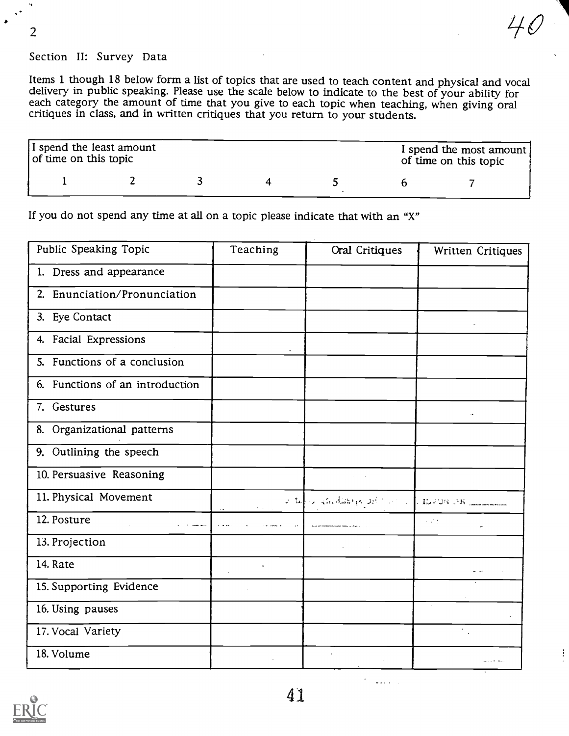Section II: Survey Data

Items 1 though 18 below form a list of topics that are used to teach content and physical and vocal delivery in public speaking. Please use the scale below to indicate to the best of your ability for each category the amount of time that you give to each topic when teaching, when giving oral critiques in class, and in written critiques that you return to your students.

| I spend the least amount of time on this topic | | | | | I spend the most amount of time on this topic | |
|---|---|---|---|---|---|---|
| 1 | 2 | 3 | 4 | 5 | 6 | 7 |

If you do not spend any time at all on a topic please indicate that with an "X"

| Public Speaking Topic | Teaching | Oral Critiques | Written Critiques |
|---|---|---|---|
| 1. Dress and appearance | | | |
| 2. Enunciation/Pronunciation | | | |
| 3. Eye Contact | | | |
| 4. Facial Expressions | | | |
| 5. Functions of a conclusion | | | |
| 6. Functions of an introduction | | | |
| 7. Gestures | | | |
| 8. Organizational patterns | | | |
| 9. Outlining the speech | | | |
| 10. Persuasive Reasoning | | | |
| 11. Physical Movement | | | |
| 12. Posture | | | |
| 13. Projection | | | |
| 14. Rate | | | |
| 15. Supporting Evidence | | | |
| 16. Using pauses | | | |
| 17. Vocal Variety | | | |
| 18. Volume | | | |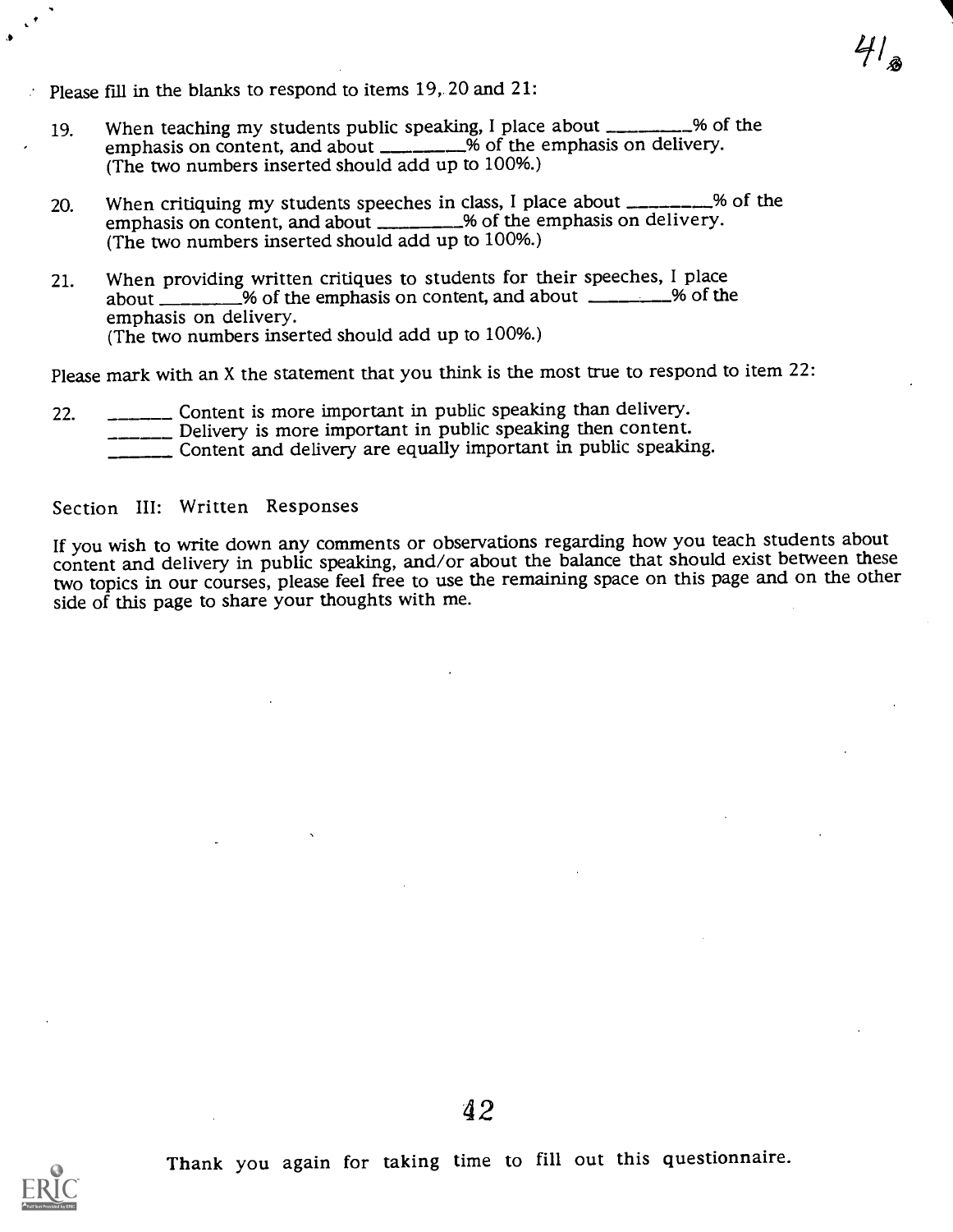Please fill in the blanks to respond to items 19, 20 and 21:

19. When teaching my students public speaking, I place about ________% of the emphasis on content, and about ________% of the emphasis on delivery. (The two numbers inserted should add up to 100%.)

20. When critiquing my students speeches in class, I place about ________% of the emphasis on content, and about ________% of the emphasis on delivery. (The two numbers inserted should add up to 100%.)

21. When providing written critiques to students for their speeches, I place about ________% of the emphasis on content, and about ________% of the emphasis on delivery.
(The two numbers inserted should add up to 100%.)

Please mark with an X the statement that you think is the most true to respond to item 22:

22. _______ Content is more important in public speaking than delivery.
_______ Delivery is more important in public speaking then content.
_______ Content and delivery are equally important in public speaking.

## Section III: Written Responses

If you wish to write down any comments or observations regarding how you teach students about content and delivery in public speaking, and/or about the balance that should exist between these two topics in our courses, please feel free to use the remaining space on this page and on the other side of this page to share your thoughts with me.

Thank you again for taking time to fill out this questionnaire.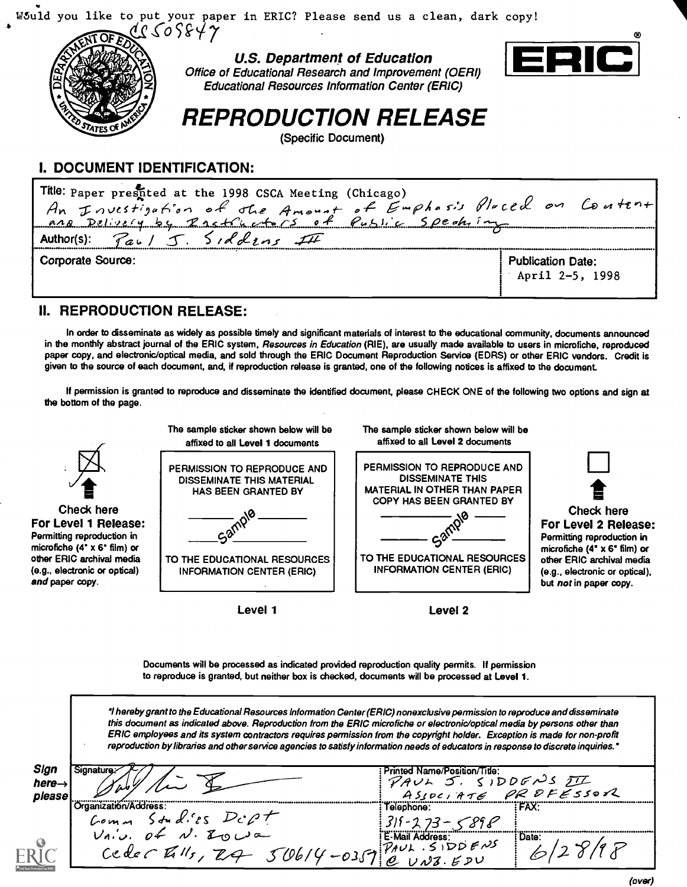Would you like to put your paper in ERIC? Please send us a clean, dark copy!

CS509847

**U.S. Department of Education**
*Office of Educational Research and Improvement (OERI)*
*Educational Resources Information Center (ERIC)*

ERIC®

# REPRODUCTION RELEASE

(Specific Document)

## I. DOCUMENT IDENTIFICATION:

Title: Paper presented at the 1998 CSCA Meeting (Chicago)
An Investigation of the Amount of Emphasis Placed on Content and Delivery by Instructors of Public Speaking

Author(s): Paul J. Siddens III

Corporate Source:

Publication Date: April 2-5, 1998

## II. REPRODUCTION RELEASE:

In order to disseminate as widely as possible timely and significant materials of interest to the educational community, documents announced in the monthly abstract journal of the ERIC system, *Resources in Education* (RIE), are usually made available to users in microfiche, reproduced paper copy, and electronic/optical media, and sold through the ERIC Document Reproduction Service (EDRS) or other ERIC vendors. Credit is given to the source of each document, and, if reproduction release is granted, one of the following notices is affixed to the document.

If permission is granted to reproduce and disseminate the identified document, please CHECK ONE of the following two options and sign at the bottom of the page.

[X] **Check here For Level 1 Release:** Permitting reproduction in microfiche (4" x 6" film) or other ERIC archival media (e.g., electronic or optical) *and* paper copy.

The sample sticker shown below will be affixed to all **Level 1** documents

PERMISSION TO REPRODUCE AND DISSEMINATE THIS MATERIAL HAS BEEN GRANTED BY

Sample

TO THE EDUCATIONAL RESOURCES INFORMATION CENTER (ERIC)

**Level 1**

The sample sticker shown below will be affixed to all **Level 2** documents

PERMISSION TO REPRODUCE AND DISSEMINATE THIS MATERIAL IN OTHER THAN PAPER COPY HAS BEEN GRANTED BY

Sample

TO THE EDUCATIONAL RESOURCES INFORMATION CENTER (ERIC)

**Level 2**

[ ] **Check here For Level 2 Release:** Permitting reproduction in microfiche (4" x 6" film) or other ERIC archival media (e.g., electronic or optical), but *not* in paper copy.

Documents will be processed as indicated provided reproduction quality permits. If permission to reproduce is granted, but neither box is checked, documents will be processed at Level 1.

*"I hereby grant to the Educational Resources Information Center (ERIC) nonexclusive permission to reproduce and disseminate this document as indicated above. Reproduction from the ERIC microfiche or electronic/optical media by persons other than ERIC employees and its system contractors requires permission from the copyright holder. Exception is made for non-profit reproduction by libraries and other service agencies to satisfy information needs of educators in response to discrete inquiries."*

**Sign here→ please**

| Signature: [signature] | Printed Name/Position/Title: PAUL J. SIDDENS III ASSOCIATE PROFESSOR | |
|---|---|---|
| Organization/Address: Comm Studies Dept Univ. of N. Iowa Cedar Falls, IA 50614-0357 | Telephone: 319-273-5898 | FAX: |
| | E-Mail Address: PAUL.SIDDENS@UNI.EDU | Date: 6/28/98 |

(over)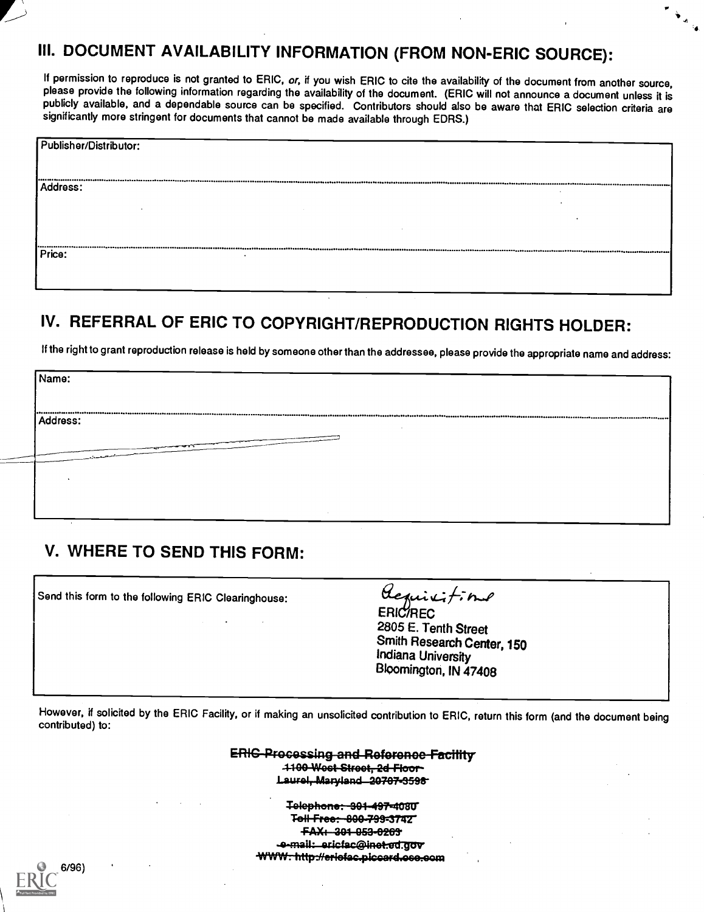## III. DOCUMENT AVAILABILITY INFORMATION (FROM NON-ERIC SOURCE):

If permission to reproduce is not granted to ERIC, *or*, if you wish ERIC to cite the availability of the document from another source, please provide the following information regarding the availability of the document. (ERIC will not announce a document unless it is publicly available, and a dependable source can be specified. Contributors should also be aware that ERIC selection criteria are significantly more stringent for documents that cannot be made available through EDRS.)

| |
|---|
| Publisher/Distributor: |
| Address: |
| Price: |

## IV. REFERRAL OF ERIC TO COPYRIGHT/REPRODUCTION RIGHTS HOLDER:

If the right to grant reproduction release is held by someone other than the addressee, please provide the appropriate name and address:

| |
|---|
| Name: |
| Address: |

## V. WHERE TO SEND THIS FORM:

| | |
|---|---|
| Send this form to the following ERIC Clearinghouse: | Acquisitions<br>ERIC/REC<br>2805 E. Tenth Street<br>Smith Research Center, 150<br>Indiana University<br>Bloomington, IN 47408 |

However, if solicited by the ERIC Facility, or if making an unsolicited contribution to ERIC, return this form (and the document being contributed) to:

~~ERIC Processing and Reference Facility~~
~~1100 West Street, 2d Floor~~
~~Laurel, Maryland 20707-3598~~

~~Telephone: 301-497-4080~~
~~Toll Free: 800-799-3742~~
~~FAX: 301-953-0263~~
~~e-mail: ericfac@inet.ed.gov~~
~~WWW: http://ericfac.piccard.csc.com~~

6/96)